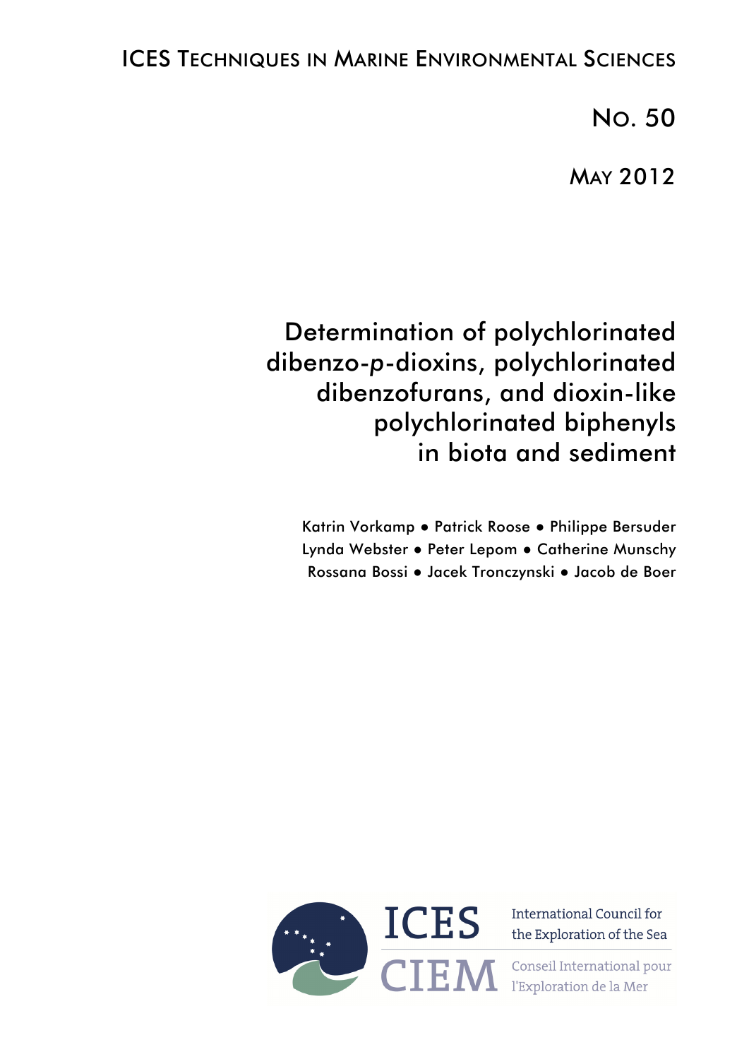ICES TECHNIQUES IN MARINE ENVIRONMENTAL SCIENCES

NO. 50

MAY 2012

# Determination of polychlorinated dibenzo-*p*-dioxins, polychlorinated dibenzofurans, and dioxin-like polychlorinated biphenyls in biota and sediment

Katrin Vorkamp • Patrick Roose • Philippe Bersuder
Lynda Webster • Peter Lepom • Catherine Munschy
Rossana Bossi • Jacek Tronczynski • Jacob de Boer

ICES
CIEM

International Council for the Exploration of the Sea

Conseil International pour l'Exploration de la Mer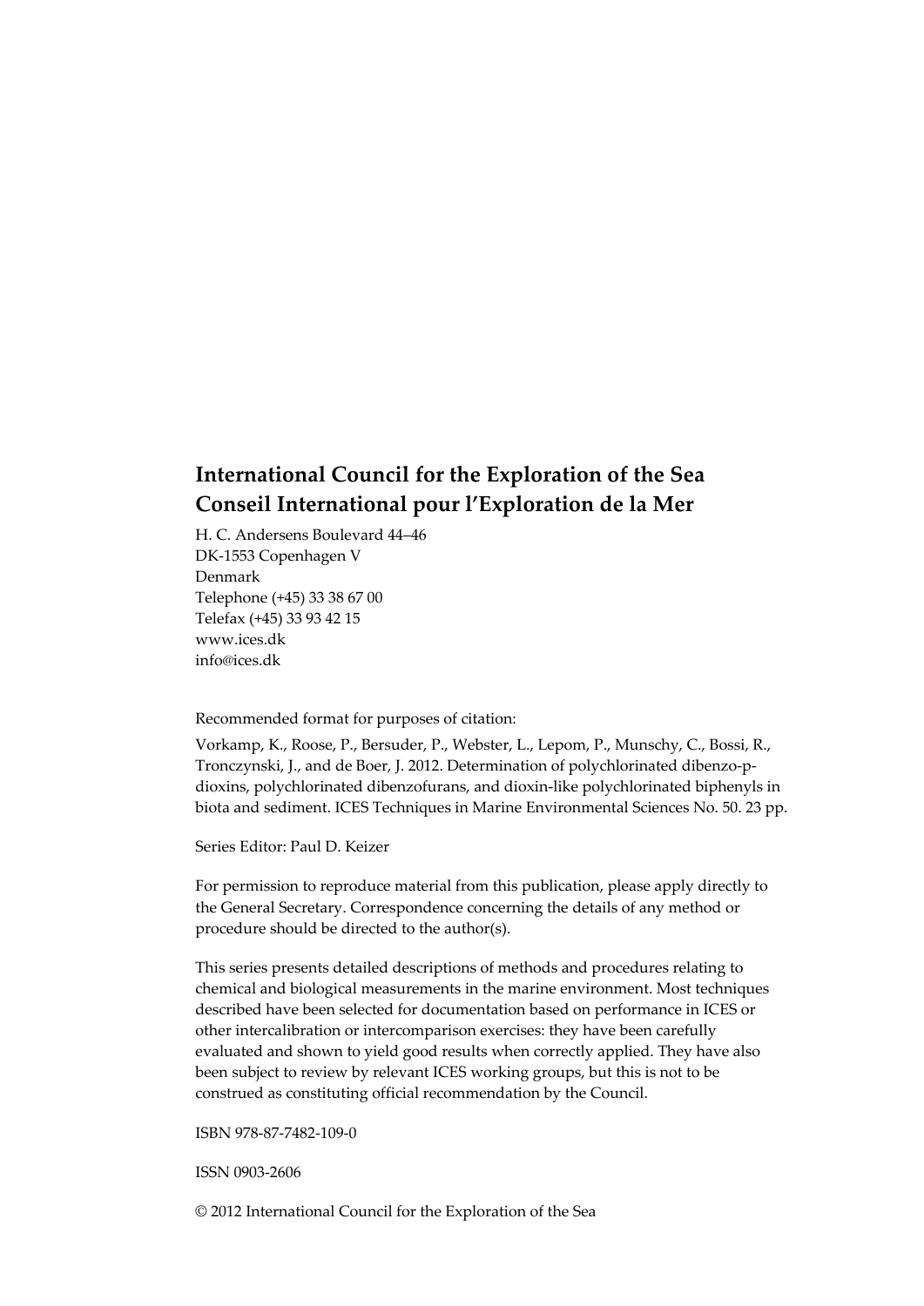**International Council for the Exploration of the Sea**
**Conseil International pour l'Exploration de la Mer**

H. C. Andersens Boulevard 44–46
DK-1553 Copenhagen V
Denmark
Telephone (+45) 33 38 67 00
Telefax (+45) 33 93 42 15
www.ices.dk
info@ices.dk

Recommended format for purposes of citation:

Vorkamp, K., Roose, P., Bersuder, P., Webster, L., Lepom, P., Munschy, C., Bossi, R., Tronczynski, J., and de Boer, J. 2012. Determination of polychlorinated dibenzo-p-dioxins, polychlorinated dibenzofurans, and dioxin-like polychlorinated biphenyls in biota and sediment. ICES Techniques in Marine Environmental Sciences No. 50. 23 pp.

Series Editor: Paul D. Keizer

For permission to reproduce material from this publication, please apply directly to the General Secretary. Correspondence concerning the details of any method or procedure should be directed to the author(s).

This series presents detailed descriptions of methods and procedures relating to chemical and biological measurements in the marine environment. Most techniques described have been selected for documentation based on performance in ICES or other intercalibration or intercomparison exercises: they have been carefully evaluated and shown to yield good results when correctly applied. They have also been subject to review by relevant ICES working groups, but this is not to be construed as constituting official recommendation by the Council.

ISBN 978-87-7482-109-0

ISSN 0903-2606

© 2012 International Council for the Exploration of the Sea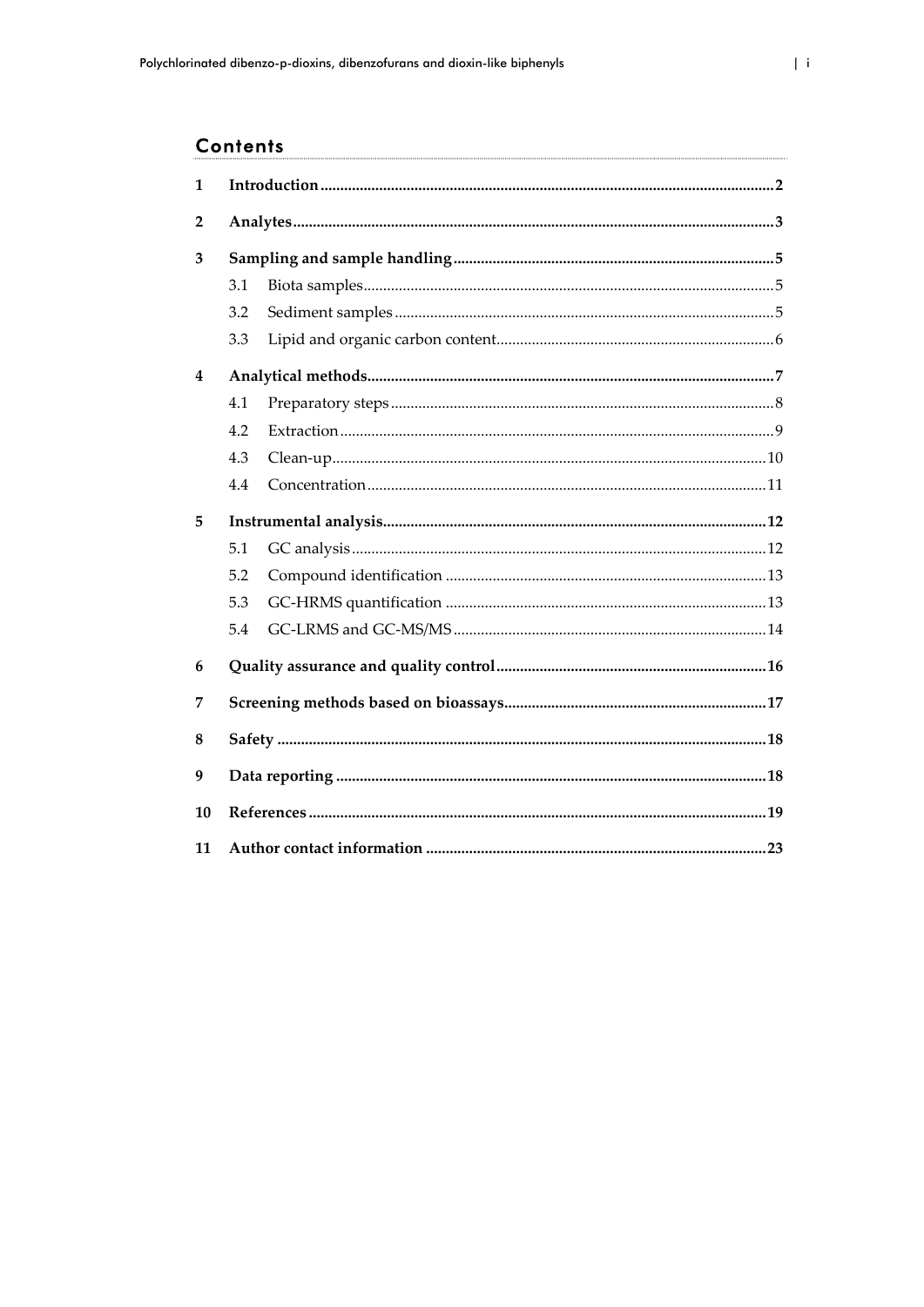## Contents

1 Introduction ... 2

2 Analytes ... 3

3 Sampling and sample handling ... 5

- 3.1 Biota samples ... 5
- 3.2 Sediment samples ... 5
- 3.3 Lipid and organic carbon content ... 6

4 Analytical methods ... 7

- 4.1 Preparatory steps ... 8
- 4.2 Extraction ... 9
- 4.3 Clean-up ... 10
- 4.4 Concentration ... 11

5 Instrumental analysis ... 12

- 5.1 GC analysis ... 12
- 5.2 Compound identification ... 13
- 5.3 GC-HRMS quantification ... 13
- 5.4 GC-LRMS and GC-MS/MS ... 14

6 Quality assurance and quality control ... 16

7 Screening methods based on bioassays ... 17

8 Safety ... 18

9 Data reporting ... 18

10 References ... 19

11 Author contact information ... 23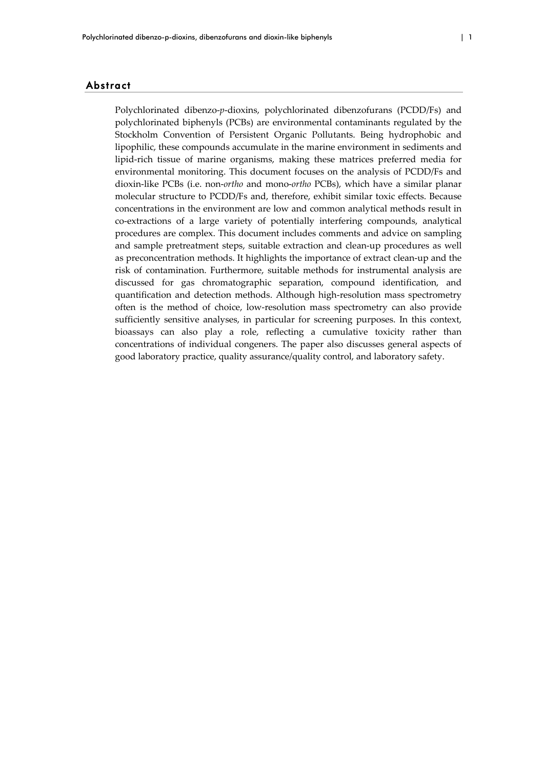## Abstract

Polychlorinated dibenzo-*p*-dioxins, polychlorinated dibenzofurans (PCDD/Fs) and polychlorinated biphenyls (PCBs) are environmental contaminants regulated by the Stockholm Convention of Persistent Organic Pollutants. Being hydrophobic and lipophilic, these compounds accumulate in the marine environment in sediments and lipid-rich tissue of marine organisms, making these matrices preferred media for environmental monitoring. This document focuses on the analysis of PCDD/Fs and dioxin-like PCBs (i.e. non-*ortho* and mono-*ortho* PCBs), which have a similar planar molecular structure to PCDD/Fs and, therefore, exhibit similar toxic effects. Because concentrations in the environment are low and common analytical methods result in co-extractions of a large variety of potentially interfering compounds, analytical procedures are complex. This document includes comments and advice on sampling and sample pretreatment steps, suitable extraction and clean-up procedures as well as preconcentration methods. It highlights the importance of extract clean-up and the risk of contamination. Furthermore, suitable methods for instrumental analysis are discussed for gas chromatographic separation, compound identification, and quantification and detection methods. Although high-resolution mass spectrometry often is the method of choice, low-resolution mass spectrometry can also provide sufficiently sensitive analyses, in particular for screening purposes. In this context, bioassays can also play a role, reflecting a cumulative toxicity rather than concentrations of individual congeners. The paper also discusses general aspects of good laboratory practice, quality assurance/quality control, and laboratory safety.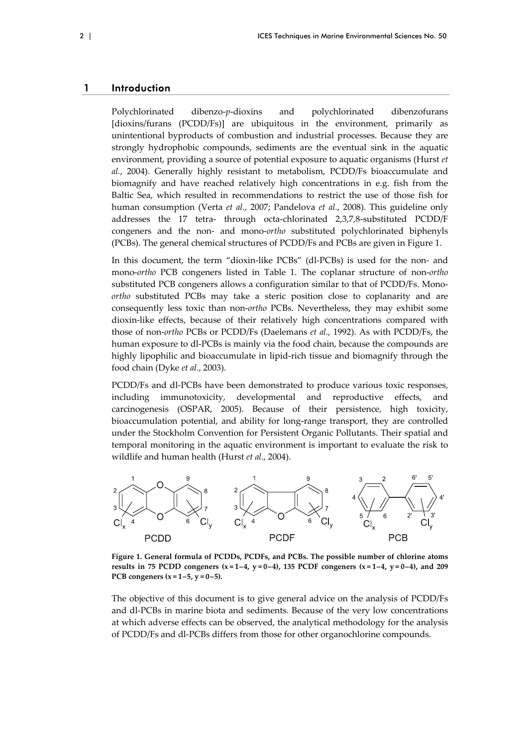# 1 Introduction

Polychlorinated dibenzo-*p*-dioxins and polychlorinated dibenzofurans [dioxins/furans (PCDD/Fs)] are ubiquitous in the environment, primarily as unintentional byproducts of combustion and industrial processes. Because they are strongly hydrophobic compounds, sediments are the eventual sink in the aquatic environment, providing a source of potential exposure to aquatic organisms (Hurst *et al.*, 2004). Generally highly resistant to metabolism, PCDD/Fs bioaccumulate and biomagnify and have reached relatively high concentrations in e.g. fish from the Baltic Sea, which resulted in recommendations to restrict the use of those fish for human consumption (Verta *et al.*, 2007; Pandelova *et al.*, 2008). This guideline only addresses the 17 tetra- through octa-chlorinated 2,3,7,8-substituted PCDD/F congeners and the non- and mono-*ortho* substituted polychlorinated biphenyls (PCBs). The general chemical structures of PCDD/Fs and PCBs are given in Figure 1.

In this document, the term "dioxin-like PCBs" (dl-PCBs) is used for the non- and mono-*ortho* PCB congeners listed in Table 1. The coplanar structure of non-*ortho* substituted PCB congeners allows a configuration similar to that of PCDD/Fs. Mono-*ortho* substituted PCBs may take a steric position close to coplanarity and are consequently less toxic than non-*ortho* PCBs. Nevertheless, they may exhibit some dioxin-like effects, because of their relatively high concentrations compared with those of non-*ortho* PCBs or PCDD/Fs (Daelemans *et al.*, 1992). As with PCDD/Fs, the human exposure to dl-PCBs is mainly via the food chain, because the compounds are highly lipophilic and bioaccumulate in lipid-rich tissue and biomagnify through the food chain (Dyke *et al.*, 2003).

PCDD/Fs and dl-PCBs have been demonstrated to produce various toxic responses, including immunotoxicity, developmental and reproductive effects, and carcinogenesis (OSPAR, 2005). Because of their persistence, high toxicity, bioaccumulation potential, and ability for long-range transport, they are controlled under the Stockholm Convention for Persistent Organic Pollutants. Their spatial and temporal monitoring in the aquatic environment is important to evaluate the risk to wildlife and human health (Hurst *et al.*, 2004).

**Figure 1. General formula of PCDDs, PCDFs, and PCBs. The possible number of chlorine atoms results in 75 PCDD congeners ($x = 1–4$, $y = 0–4$), 135 PCDF congeners ($x = 1–4$, $y = 0–4$), and 209 PCB congeners ($x = 1–5$, $y = 0–5$).**

The objective of this document is to give general advice on the analysis of PCDD/Fs and dl-PCBs in marine biota and sediments. Because of the very low concentrations at which adverse effects can be observed, the analytical methodology for the analysis of PCDD/Fs and dl-PCBs differs from those for other organochlorine compounds.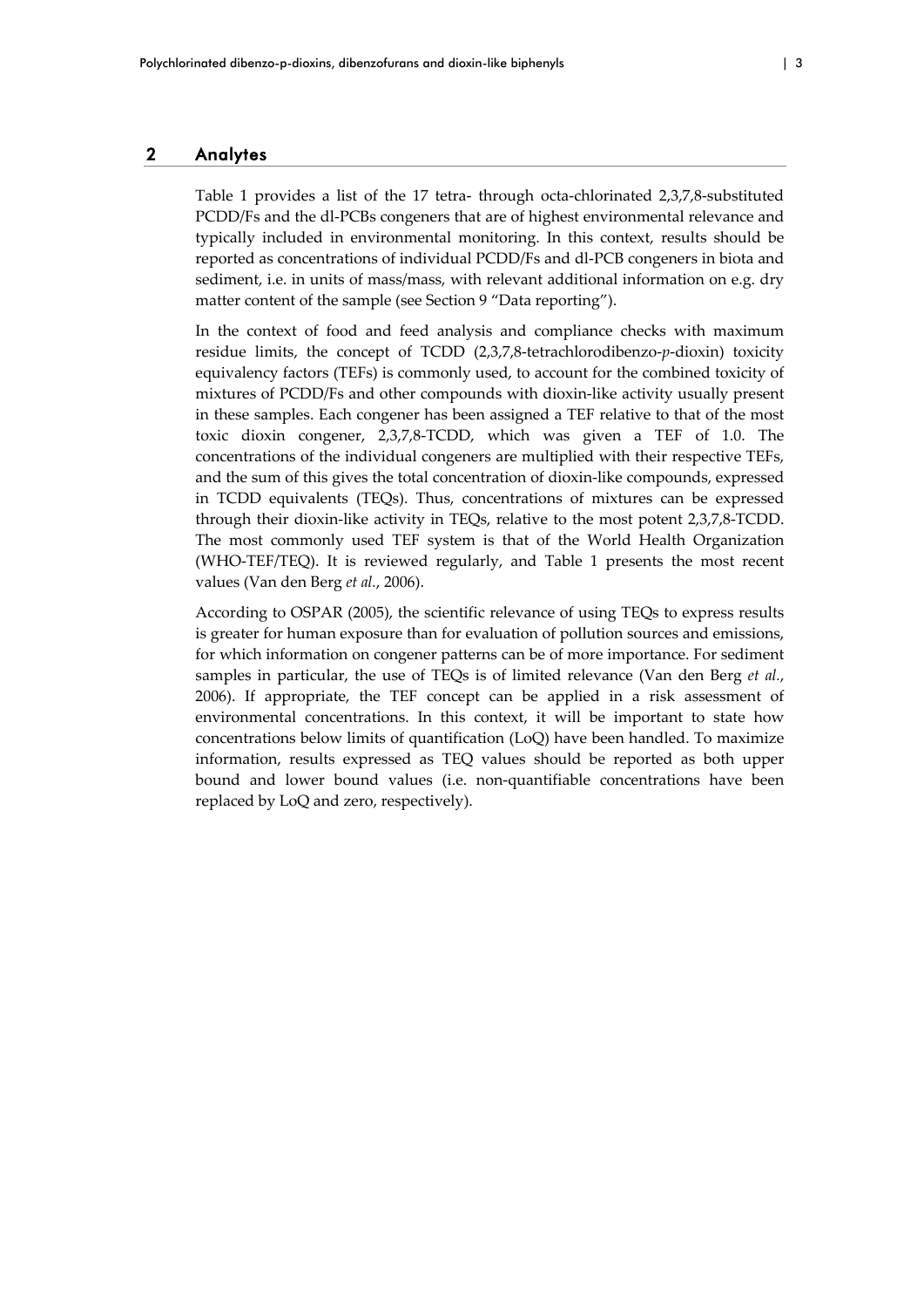## 2 Analytes

Table 1 provides a list of the 17 tetra- through octa-chlorinated 2,3,7,8-substituted PCDD/Fs and the dl-PCBs congeners that are of highest environmental relevance and typically included in environmental monitoring. In this context, results should be reported as concentrations of individual PCDD/Fs and dl-PCB congeners in biota and sediment, i.e. in units of mass/mass, with relevant additional information on e.g. dry matter content of the sample (see Section 9 "Data reporting").

In the context of food and feed analysis and compliance checks with maximum residue limits, the concept of TCDD (2,3,7,8-tetrachlorodibenzo-*p*-dioxin) toxicity equivalency factors (TEFs) is commonly used, to account for the combined toxicity of mixtures of PCDD/Fs and other compounds with dioxin-like activity usually present in these samples. Each congener has been assigned a TEF relative to that of the most toxic dioxin congener, 2,3,7,8-TCDD, which was given a TEF of 1.0. The concentrations of the individual congeners are multiplied with their respective TEFs, and the sum of this gives the total concentration of dioxin-like compounds, expressed in TCDD equivalents (TEQs). Thus, concentrations of mixtures can be expressed through their dioxin-like activity in TEQs, relative to the most potent 2,3,7,8-TCDD. The most commonly used TEF system is that of the World Health Organization (WHO-TEF/TEQ). It is reviewed regularly, and Table 1 presents the most recent values (Van den Berg *et al.*, 2006).

According to OSPAR (2005), the scientific relevance of using TEQs to express results is greater for human exposure than for evaluation of pollution sources and emissions, for which information on congener patterns can be of more importance. For sediment samples in particular, the use of TEQs is of limited relevance (Van den Berg *et al.*, 2006). If appropriate, the TEF concept can be applied in a risk assessment of environmental concentrations. In this context, it will be important to state how concentrations below limits of quantification (LoQ) have been handled. To maximize information, results expressed as TEQ values should be reported as both upper bound and lower bound values (i.e. non-quantifiable concentrations have been replaced by LoQ and zero, respectively).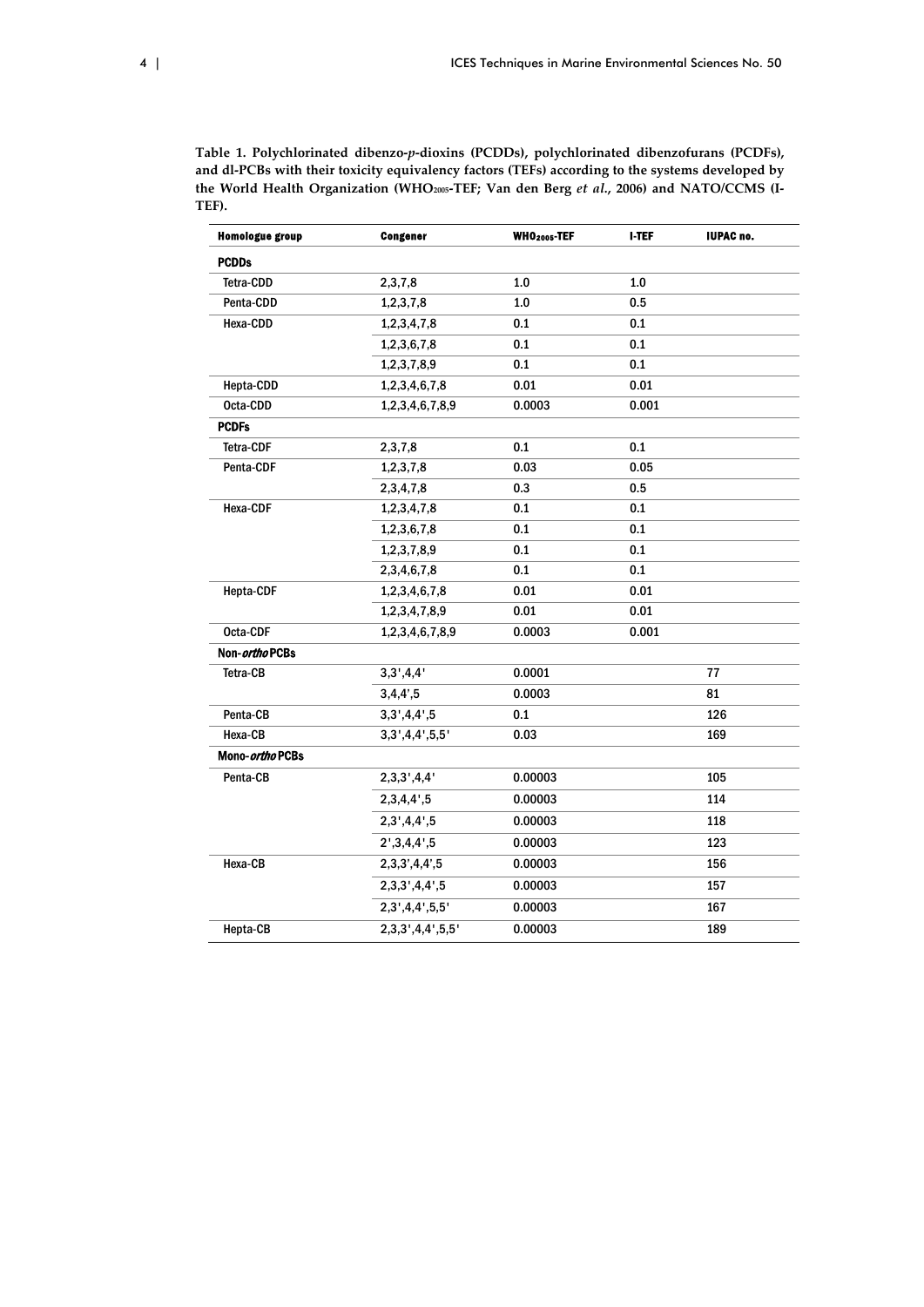**Table 1. Polychlorinated dibenzo-*p*-dioxins (PCDDs), polychlorinated dibenzofurans (PCDFs), and dl-PCBs with their toxicity equivalency factors (TEFs) according to the systems developed by the World Health Organization ($WHO_{2005}$-TEF; Van den Berg *et al.*, 2006) and NATO/CCMS (I-TEF).**

| Homologue group | Congener | $WHO_{2005}$-TEF | I-TEF | IUPAC no. |
|---|---|---|---|---|
| **PCDDs** | | | | |
| Tetra-CDD | 2,3,7,8 | 1.0 | 1.0 | |
| Penta-CDD | 1,2,3,7,8 | 1.0 | 0.5 | |
| Hexa-CDD | 1,2,3,4,7,8 | 0.1 | 0.1 | |
| | 1,2,3,6,7,8 | 0.1 | 0.1 | |
| | 1,2,3,7,8,9 | 0.1 | 0.1 | |
| Hepta-CDD | 1,2,3,4,6,7,8 | 0.01 | 0.01 | |
| Octa-CDD | 1,2,3,4,6,7,8,9 | 0.0003 | 0.001 | |
| **PCDFs** | | | | |
| Tetra-CDF | 2,3,7,8 | 0.1 | 0.1 | |
| Penta-CDF | 1,2,3,7,8 | 0.03 | 0.05 | |
| | 2,3,4,7,8 | 0.3 | 0.5 | |
| Hexa-CDF | 1,2,3,4,7,8 | 0.1 | 0.1 | |
| | 1,2,3,6,7,8 | 0.1 | 0.1 | |
| | 1,2,3,7,8,9 | 0.1 | 0.1 | |
| | 2,3,4,6,7,8 | 0.1 | 0.1 | |
| Hepta-CDF | 1,2,3,4,6,7,8 | 0.01 | 0.01 | |
| | 1,2,3,4,7,8,9 | 0.01 | 0.01 | |
| Octa-CDF | 1,2,3,4,6,7,8,9 | 0.0003 | 0.001 | |
| **Non-*ortho* PCBs** | | | | |
| Tetra-CB | 3,3',4,4' | 0.0001 | | 77 |
| | 3,4,4',5 | 0.0003 | | 81 |
| Penta-CB | 3,3',4,4',5 | 0.1 | | 126 |
| Hexa-CB | 3,3',4,4',5,5' | 0.03 | | 169 |
| **Mono-*ortho* PCBs** | | | | |
| Penta-CB | 2,3,3',4,4' | 0.00003 | | 105 |
| | 2,3,4,4',5 | 0.00003 | | 114 |
| | 2,3',4,4',5 | 0.00003 | | 118 |
| | 2',3,4,4',5 | 0.00003 | | 123 |
| Hexa-CB | 2,3,3',4,4',5 | 0.00003 | | 156 |
| | 2,3,3',4,4',5 | 0.00003 | | 157 |
| | 2,3',4,4',5,5' | 0.00003 | | 167 |
| Hepta-CB | 2,3,3',4,4',5,5' | 0.00003 | | 189 |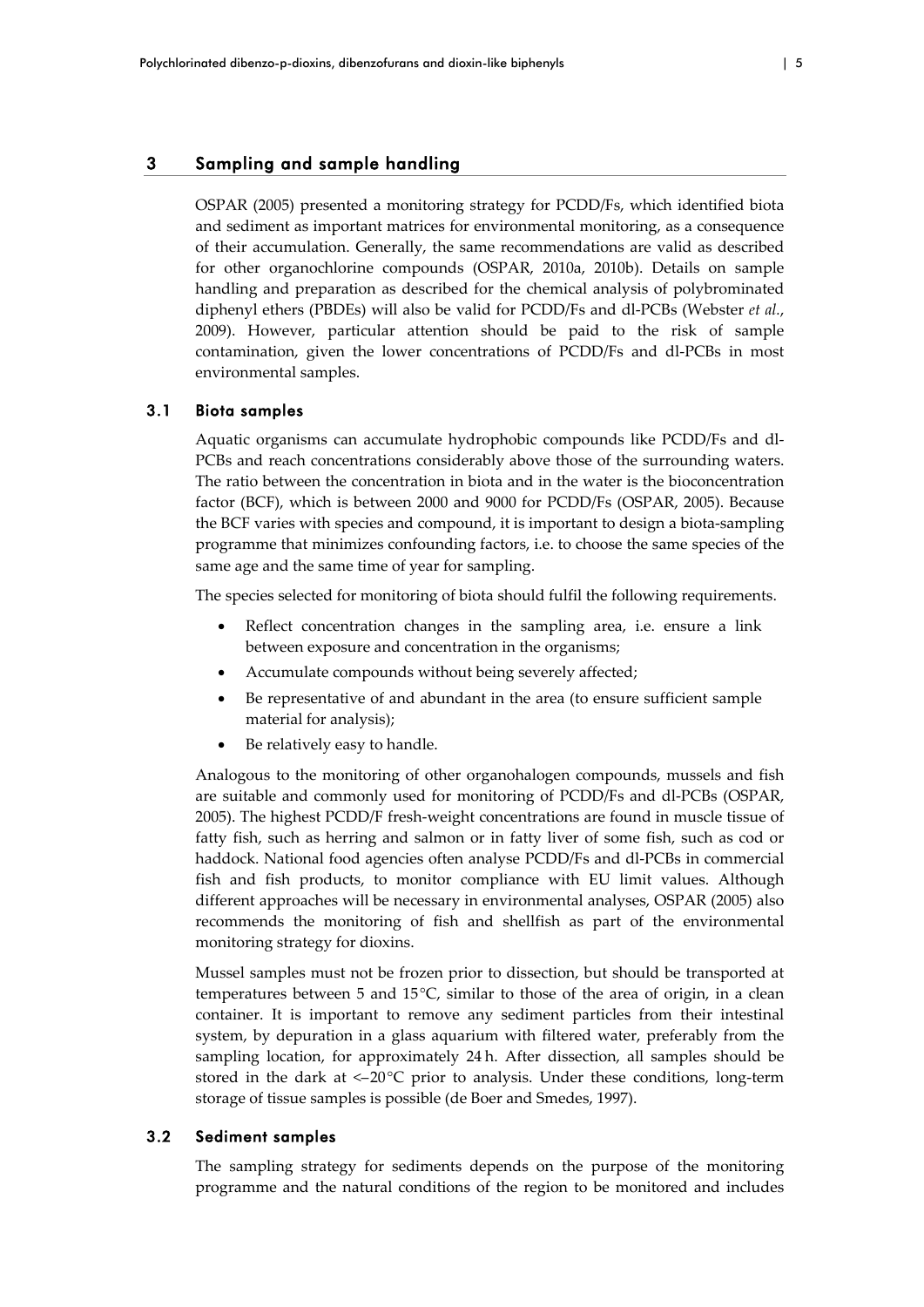## 3 Sampling and sample handling

OSPAR (2005) presented a monitoring strategy for PCDD/Fs, which identified biota and sediment as important matrices for environmental monitoring, as a consequence of their accumulation. Generally, the same recommendations are valid as described for other organochlorine compounds (OSPAR, 2010a, 2010b). Details on sample handling and preparation as described for the chemical analysis of polybrominated diphenyl ethers (PBDEs) will also be valid for PCDD/Fs and dl-PCBs (Webster *et al.*, 2009). However, particular attention should be paid to the risk of sample contamination, given the lower concentrations of PCDD/Fs and dl-PCBs in most environmental samples.

### 3.1 Biota samples

Aquatic organisms can accumulate hydrophobic compounds like PCDD/Fs and dl-PCBs and reach concentrations considerably above those of the surrounding waters. The ratio between the concentration in biota and in the water is the bioconcentration factor (BCF), which is between 2000 and 9000 for PCDD/Fs (OSPAR, 2005). Because the BCF varies with species and compound, it is important to design a biota-sampling programme that minimizes confounding factors, i.e. to choose the same species of the same age and the same time of year for sampling.

The species selected for monitoring of biota should fulfil the following requirements.

- Reflect concentration changes in the sampling area, i.e. ensure a link between exposure and concentration in the organisms;
- Accumulate compounds without being severely affected;
- Be representative of and abundant in the area (to ensure sufficient sample material for analysis);
- Be relatively easy to handle.

Analogous to the monitoring of other organohalogen compounds, mussels and fish are suitable and commonly used for monitoring of PCDD/Fs and dl-PCBs (OSPAR, 2005). The highest PCDD/F fresh-weight concentrations are found in muscle tissue of fatty fish, such as herring and salmon or in fatty liver of some fish, such as cod or haddock. National food agencies often analyse PCDD/Fs and dl-PCBs in commercial fish and fish products, to monitor compliance with EU limit values. Although different approaches will be necessary in environmental analyses, OSPAR (2005) also recommends the monitoring of fish and shellfish as part of the environmental monitoring strategy for dioxins.

Mussel samples must not be frozen prior to dissection, but should be transported at temperatures between 5 and 15°C, similar to those of the area of origin, in a clean container. It is important to remove any sediment particles from their intestinal system, by depuration in a glass aquarium with filtered water, preferably from the sampling location, for approximately 24 h. After dissection, all samples should be stored in the dark at <–20°C prior to analysis. Under these conditions, long-term storage of tissue samples is possible (de Boer and Smedes, 1997).

### 3.2 Sediment samples

The sampling strategy for sediments depends on the purpose of the monitoring programme and the natural conditions of the region to be monitored and includes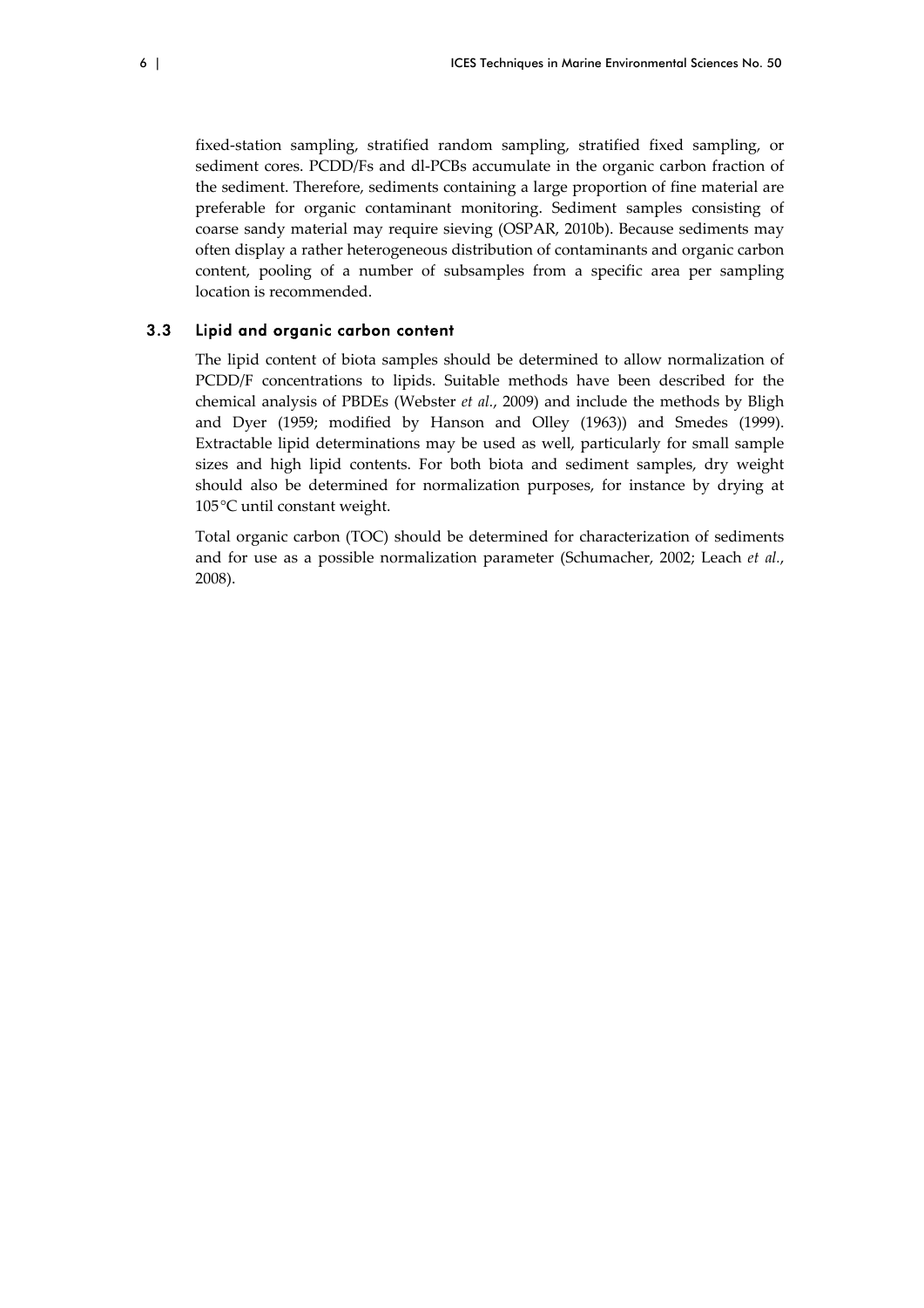fixed-station sampling, stratified random sampling, stratified fixed sampling, or sediment cores. PCDD/Fs and dl-PCBs accumulate in the organic carbon fraction of the sediment. Therefore, sediments containing a large proportion of fine material are preferable for organic contaminant monitoring. Sediment samples consisting of coarse sandy material may require sieving (OSPAR, 2010b). Because sediments may often display a rather heterogeneous distribution of contaminants and organic carbon content, pooling of a number of subsamples from a specific area per sampling location is recommended.

## 3.3 Lipid and organic carbon content

The lipid content of biota samples should be determined to allow normalization of PCDD/F concentrations to lipids. Suitable methods have been described for the chemical analysis of PBDEs (Webster *et al.*, 2009) and include the methods by Bligh and Dyer (1959; modified by Hanson and Olley (1963)) and Smedes (1999). Extractable lipid determinations may be used as well, particularly for small sample sizes and high lipid contents. For both biota and sediment samples, dry weight should also be determined for normalization purposes, for instance by drying at 105°C until constant weight.

Total organic carbon (TOC) should be determined for characterization of sediments and for use as a possible normalization parameter (Schumacher, 2002; Leach *et al.*, 2008).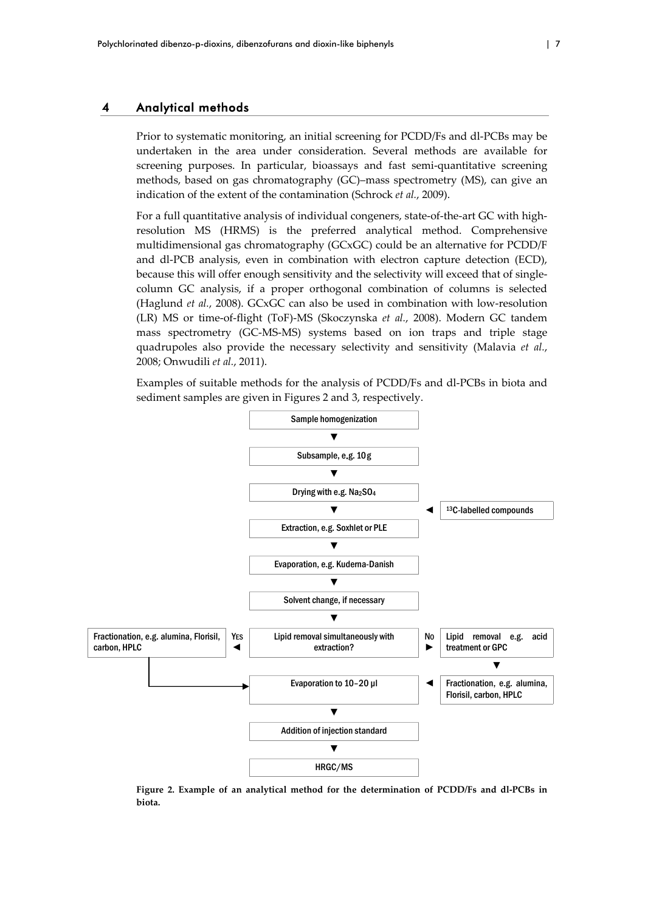# 4 Analytical methods

Prior to systematic monitoring, an initial screening for PCDD/Fs and dl-PCBs may be undertaken in the area under consideration. Several methods are available for screening purposes. In particular, bioassays and fast semi-quantitative screening methods, based on gas chromatography (GC)–mass spectrometry (MS), can give an indication of the extent of the contamination (Schrock *et al.*, 2009).

For a full quantitative analysis of individual congeners, state-of-the-art GC with high-resolution MS (HRMS) is the preferred analytical method. Comprehensive multidimensional gas chromatography (GCxGC) could be an alternative for PCDD/F and dl-PCB analysis, even in combination with electron capture detection (ECD), because this will offer enough sensitivity and the selectivity will exceed that of single-column GC analysis, if a proper orthogonal combination of columns is selected (Haglund *et al.*, 2008). GCxGC can also be used in combination with low-resolution (LR) MS or time-of-flight (ToF)-MS (Skoczynska *et al.*, 2008). Modern GC tandem mass spectrometry (GC-MS-MS) systems based on ion traps and triple stage quadrupoles also provide the necessary selectivity and sensitivity (Malavia *et al.*, 2008; Onwudili *et al.*, 2011).

Examples of suitable methods for the analysis of PCDD/Fs and dl-PCBs in biota and sediment samples are given in Figures 2 and 3, respectively.

- Sample homogenization
- ▼ Subsample, e.g. 10 g
- ▼ Drying with e.g. $Na_2SO_4$
- ▼ ◄ $^{13}$C-labelled compounds
- Extraction, e.g. Soxhlet or PLE
- ▼ Evaporation, e.g. Kuderna-Danish
- ▼ Solvent change, if necessary
- ▼ Lipid removal simultaneously with extraction?
  - Yes ◄ Fractionation, e.g. alumina, Florisil, carbon, HPLC → Evaporation to 10–20 µl
  - No ► Lipid removal e.g. acid treatment or GPC ▼ Fractionation, e.g. alumina, Florisil, carbon, HPLC → Evaporation to 10–20 µl
- Evaporation to 10–20 µl
- ▼ Addition of injection standard
- ▼ HRGC/MS

**Figure 2. Example of an analytical method for the determination of PCDD/Fs and dl-PCBs in biota.**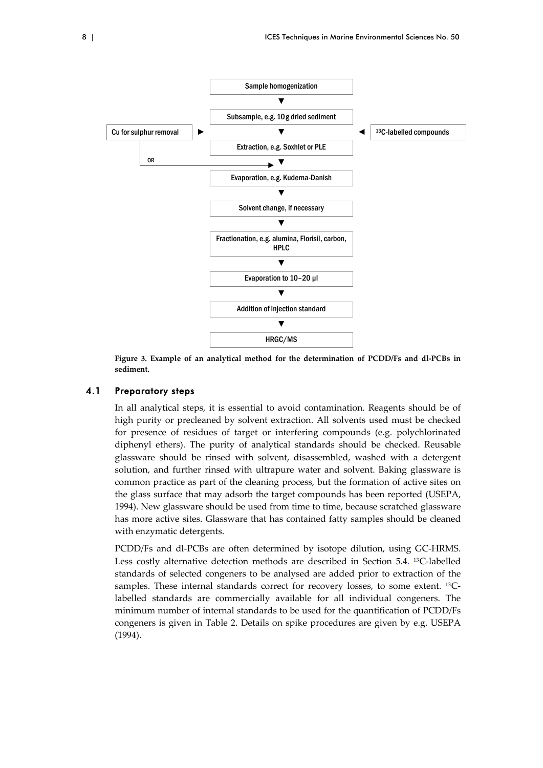Sample homogenization

▼

Subsample, e.g. 10 g dried sediment

Cu for sulphur removal ► ▼ ◄ $^{13}C$-labelled compounds

Extraction, e.g. Soxhlet or PLE

OR ▼

Evaporation, e.g. Kuderna-Danish

▼

Solvent change, if necessary

▼

Fractionation, e.g. alumina, Florisil, carbon, HPLC

▼

Evaporation to 10–20 µl

▼

Addition of injection standard

▼

HRGC/MS

**Figure 3. Example of an analytical method for the determination of PCDD/Fs and dl-PCBs in sediment.**

## 4.1 Preparatory steps

In all analytical steps, it is essential to avoid contamination. Reagents should be of high purity or precleaned by solvent extraction. All solvents used must be checked for presence of residues of target or interfering compounds (e.g. polychlorinated diphenyl ethers). The purity of analytical standards should be checked. Reusable glassware should be rinsed with solvent, disassembled, washed with a detergent solution, and further rinsed with ultrapure water and solvent. Baking glassware is common practice as part of the cleaning process, but the formation of active sites on the glass surface that may adsorb the target compounds has been reported (USEPA, 1994). New glassware should be used from time to time, because scratched glassware has more active sites. Glassware that has contained fatty samples should be cleaned with enzymatic detergents.

PCDD/Fs and dl-PCBs are often determined by isotope dilution, using GC-HRMS. Less costly alternative detection methods are described in Section 5.4. $^{13}C$-labelled standards of selected congeners to be analysed are added prior to extraction of the samples. These internal standards correct for recovery losses, to some extent. $^{13}C$-labelled standards are commercially available for all individual congeners. The minimum number of internal standards to be used for the quantification of PCDD/Fs congeners is given in Table 2. Details on spike procedures are given by e.g. USEPA (1994).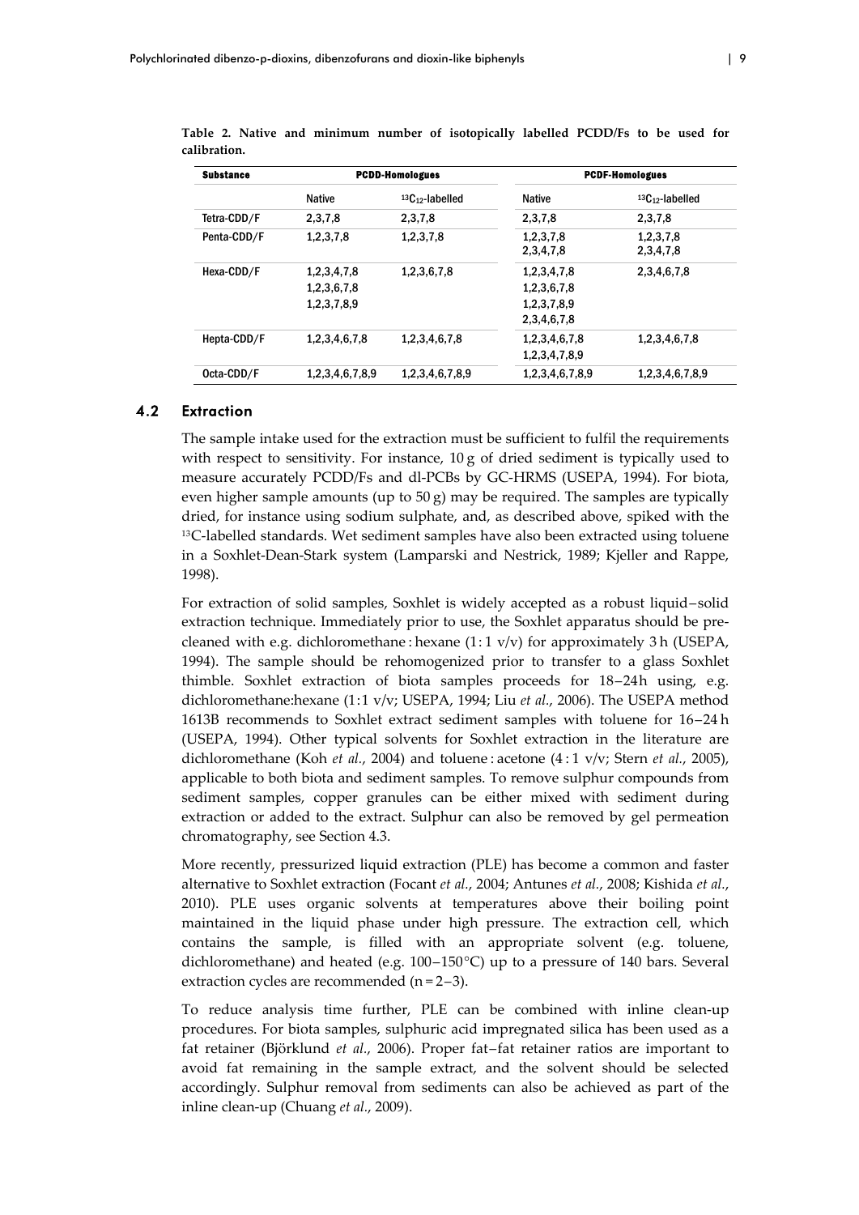**Table 2. Native and minimum number of isotopically labelled PCDD/Fs to be used for calibration.**

| Substance | PCDD-Homologues | | PCDF-Homologues | |
|---|---|---|---|---|
| | Native | $^{13}C_{12}$-labelled | Native | $^{13}C_{12}$-labelled |
| Tetra-CDD/F | 2,3,7,8 | 2,3,7,8 | 2,3,7,8 | 2,3,7,8 |
| Penta-CDD/F | 1,2,3,7,8 | 1,2,3,7,8 | 1,2,3,7,8<br>2,3,4,7,8 | 1,2,3,7,8<br>2,3,4,7,8 |
| Hexa-CDD/F | 1,2,3,4,7,8<br>1,2,3,6,7,8<br>1,2,3,7,8,9 | 1,2,3,6,7,8 | 1,2,3,4,7,8<br>1,2,3,6,7,8<br>1,2,3,7,8,9<br>2,3,4,6,7,8 | 2,3,4,6,7,8 |
| Hepta-CDD/F | 1,2,3,4,6,7,8 | 1,2,3,4,6,7,8 | 1,2,3,4,6,7,8<br>1,2,3,4,7,8,9 | 1,2,3,4,6,7,8 |
| Octa-CDD/F | 1,2,3,4,6,7,8,9 | 1,2,3,4,6,7,8,9 | 1,2,3,4,6,7,8,9 | 1,2,3,4,6,7,8,9 |

## 4.2 Extraction

The sample intake used for the extraction must be sufficient to fulfil the requirements with respect to sensitivity. For instance, 10 g of dried sediment is typically used to measure accurately PCDD/Fs and dl-PCBs by GC-HRMS (USEPA, 1994). For biota, even higher sample amounts (up to 50 g) may be required. The samples are typically dried, for instance using sodium sulphate, and, as described above, spiked with the $^{13}C$-labelled standards. Wet sediment samples have also been extracted using toluene in a Soxhlet-Dean-Stark system (Lamparski and Nestrick, 1989; Kjeller and Rappe, 1998).

For extraction of solid samples, Soxhlet is widely accepted as a robust liquid–solid extraction technique. Immediately prior to use, the Soxhlet apparatus should be pre-cleaned with e.g. dichloromethane : hexane (1 : 1 v/v) for approximately 3 h (USEPA, 1994). The sample should be rehomogenized prior to transfer to a glass Soxhlet thimble. Soxhlet extraction of biota samples proceeds for 18–24 h using, e.g. dichloromethane:hexane (1:1 v/v; USEPA, 1994; Liu *et al.*, 2006). The USEPA method 1613B recommends to Soxhlet extract sediment samples with toluene for 16–24 h (USEPA, 1994). Other typical solvents for Soxhlet extraction in the literature are dichloromethane (Koh *et al.*, 2004) and toluene : acetone (4 : 1 v/v; Stern *et al.*, 2005), applicable to both biota and sediment samples. To remove sulphur compounds from sediment samples, copper granules can be either mixed with sediment during extraction or added to the extract. Sulphur can also be removed by gel permeation chromatography, see Section 4.3.

More recently, pressurized liquid extraction (PLE) has become a common and faster alternative to Soxhlet extraction (Focant *et al.*, 2004; Antunes *et al.*, 2008; Kishida *et al.*, 2010). PLE uses organic solvents at temperatures above their boiling point maintained in the liquid phase under high pressure. The extraction cell, which contains the sample, is filled with an appropriate solvent (e.g. toluene, dichloromethane) and heated (e.g. 100–150°C) up to a pressure of 140 bars. Several extraction cycles are recommended (n = 2–3).

To reduce analysis time further, PLE can be combined with inline clean-up procedures. For biota samples, sulphuric acid impregnated silica has been used as a fat retainer (Björklund *et al.*, 2006). Proper fat–fat retainer ratios are important to avoid fat remaining in the sample extract, and the solvent should be selected accordingly. Sulphur removal from sediments can also be achieved as part of the inline clean-up (Chuang *et al.*, 2009).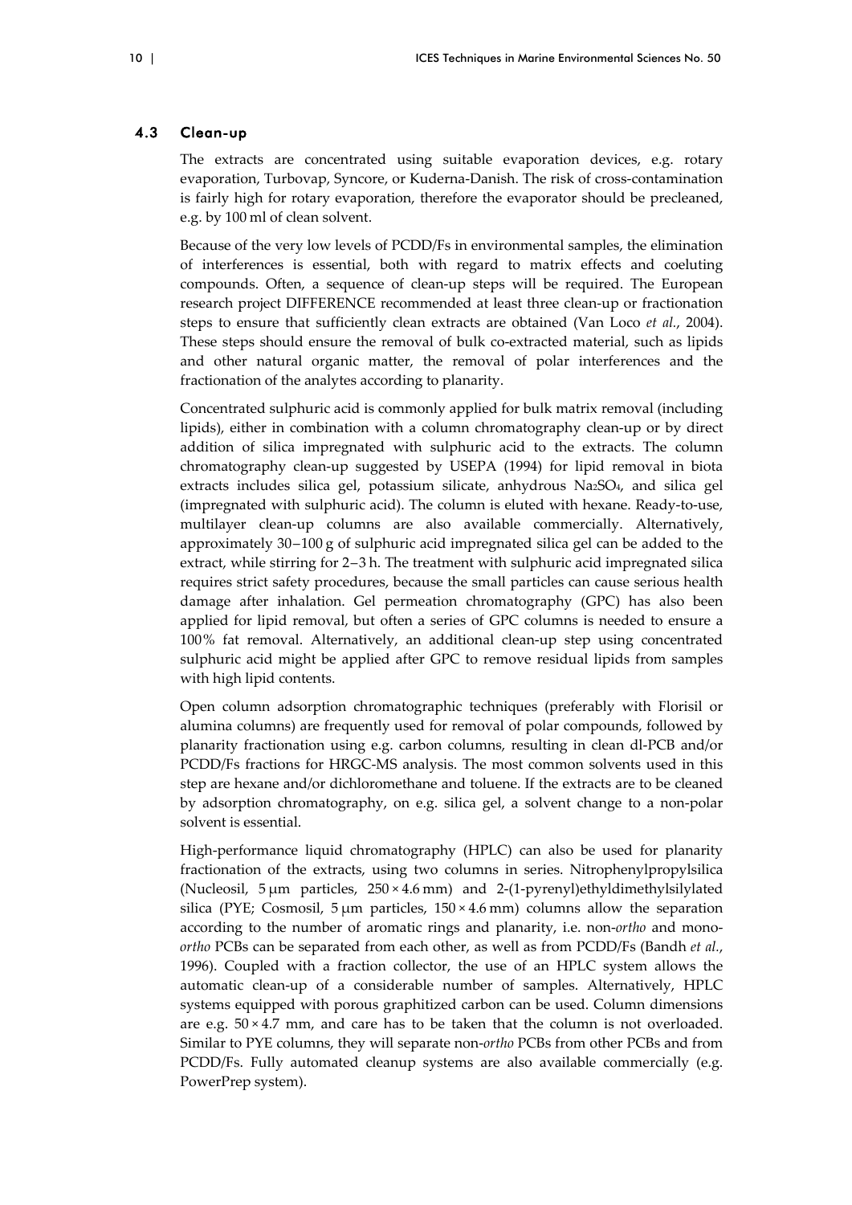### 4.3 Clean-up

The extracts are concentrated using suitable evaporation devices, e.g. rotary evaporation, Turbovap, Syncore, or Kuderna-Danish. The risk of cross-contamination is fairly high for rotary evaporation, therefore the evaporator should be precleaned, e.g. by 100 ml of clean solvent.

Because of the very low levels of PCDD/Fs in environmental samples, the elimination of interferences is essential, both with regard to matrix effects and coeluting compounds. Often, a sequence of clean-up steps will be required. The European research project DIFFERENCE recommended at least three clean-up or fractionation steps to ensure that sufficiently clean extracts are obtained (Van Loco *et al.*, 2004). These steps should ensure the removal of bulk co-extracted material, such as lipids and other natural organic matter, the removal of polar interferences and the fractionation of the analytes according to planarity.

Concentrated sulphuric acid is commonly applied for bulk matrix removal (including lipids), either in combination with a column chromatography clean-up or by direct addition of silica impregnated with sulphuric acid to the extracts. The column chromatography clean-up suggested by USEPA (1994) for lipid removal in biota extracts includes silica gel, potassium silicate, anhydrous $Na_2SO_4$, and silica gel (impregnated with sulphuric acid). The column is eluted with hexane. Ready-to-use, multilayer clean-up columns are also available commercially. Alternatively, approximately 30–100 g of sulphuric acid impregnated silica gel can be added to the extract, while stirring for 2–3 h. The treatment with sulphuric acid impregnated silica requires strict safety procedures, because the small particles can cause serious health damage after inhalation. Gel permeation chromatography (GPC) has also been applied for lipid removal, but often a series of GPC columns is needed to ensure a 100% fat removal. Alternatively, an additional clean-up step using concentrated sulphuric acid might be applied after GPC to remove residual lipids from samples with high lipid contents.

Open column adsorption chromatographic techniques (preferably with Florisil or alumina columns) are frequently used for removal of polar compounds, followed by planarity fractionation using e.g. carbon columns, resulting in clean dl-PCB and/or PCDD/Fs fractions for HRGC-MS analysis. The most common solvents used in this step are hexane and/or dichloromethane and toluene. If the extracts are to be cleaned by adsorption chromatography, on e.g. silica gel, a solvent change to a non-polar solvent is essential.

High-performance liquid chromatography (HPLC) can also be used for planarity fractionation of the extracts, using two columns in series. Nitrophenylpropylsilica (Nucleosil, 5 μm particles, 250 × 4.6 mm) and 2-(1-pyrenyl)ethyldimethylsilylated silica (PYE; Cosmosil, 5 μm particles, 150 × 4.6 mm) columns allow the separation according to the number of aromatic rings and planarity, i.e. non-*ortho* and mono-*ortho* PCBs can be separated from each other, as well as from PCDD/Fs (Bandh *et al.*, 1996). Coupled with a fraction collector, the use of an HPLC system allows the automatic clean-up of a considerable number of samples. Alternatively, HPLC systems equipped with porous graphitized carbon can be used. Column dimensions are e.g. 50 × 4.7 mm, and care has to be taken that the column is not overloaded. Similar to PYE columns, they will separate non-*ortho* PCBs from other PCBs and from PCDD/Fs. Fully automated cleanup systems are also available commercially (e.g. PowerPrep system).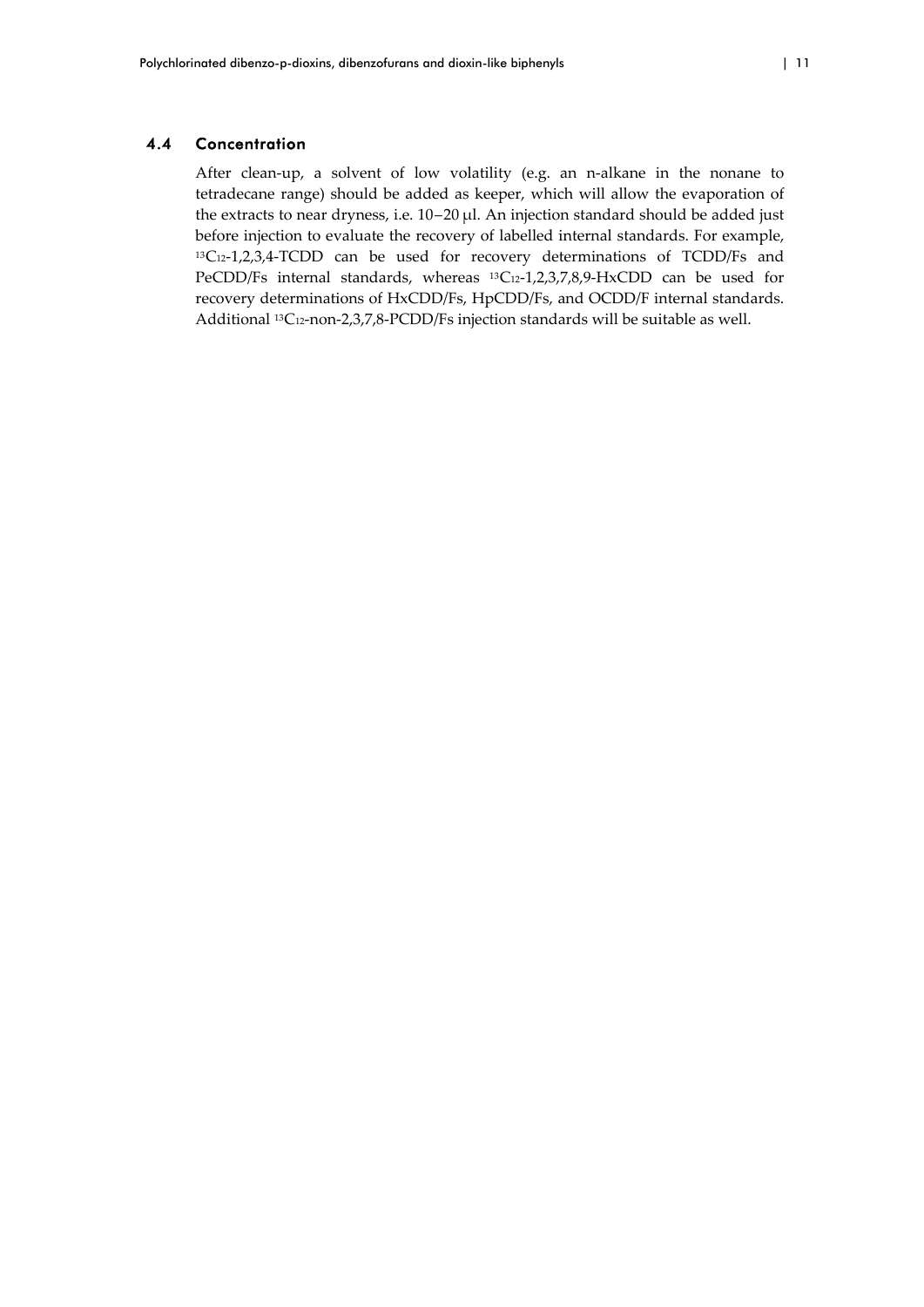## 4.4 Concentration

After clean-up, a solvent of low volatility (e.g. an n-alkane in the nonane to tetradecane range) should be added as keeper, which will allow the evaporation of the extracts to near dryness, i.e. 10–20 µl. An injection standard should be added just before injection to evaluate the recovery of labelled internal standards. For example, $^{13}C_{12}$-1,2,3,4-TCDD can be used for recovery determinations of TCDD/Fs and PeCDD/Fs internal standards, whereas $^{13}C_{12}$-1,2,3,7,8,9-HxCDD can be used for recovery determinations of HxCDD/Fs, HpCDD/Fs, and OCDD/F internal standards. Additional $^{13}C_{12}$-non-2,3,7,8-PCDD/Fs injection standards will be suitable as well.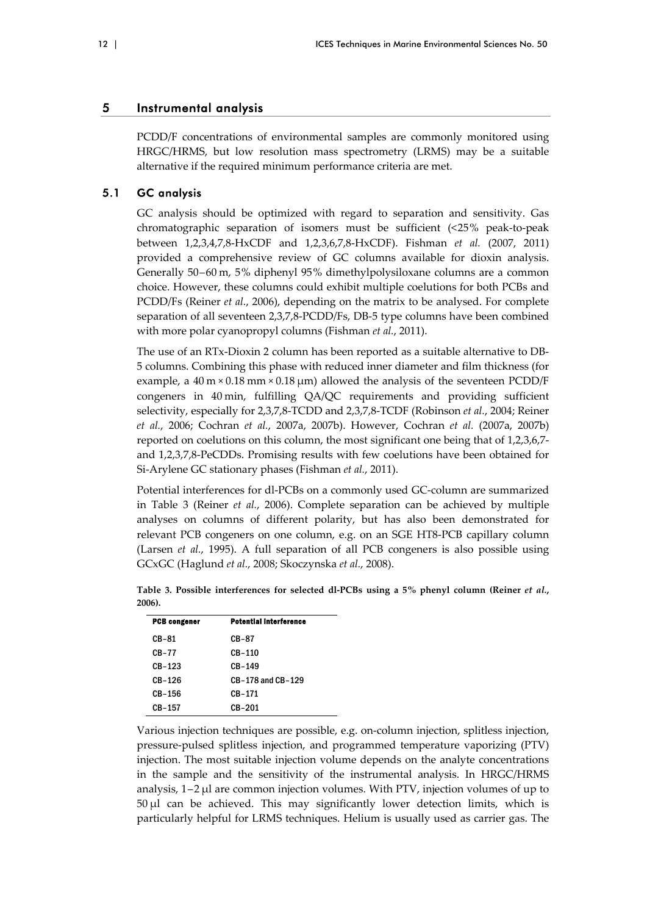# 5 Instrumental analysis

PCDD/F concentrations of environmental samples are commonly monitored using HRGC/HRMS, but low resolution mass spectrometry (LRMS) may be a suitable alternative if the required minimum performance criteria are met.

## 5.1 GC analysis

GC analysis should be optimized with regard to separation and sensitivity. Gas chromatographic separation of isomers must be sufficient (<25% peak-to-peak between 1,2,3,4,7,8-HxCDF and 1,2,3,6,7,8-HxCDF). Fishman *et al.* (2007, 2011) provided a comprehensive review of GC columns available for dioxin analysis. Generally 50–60 m, 5% diphenyl 95% dimethylpolysiloxane columns are a common choice. However, these columns could exhibit multiple coelutions for both PCBs and PCDD/Fs (Reiner *et al.*, 2006), depending on the matrix to be analysed. For complete separation of all seventeen 2,3,7,8-PCDD/Fs, DB-5 type columns have been combined with more polar cyanopropyl columns (Fishman *et al.*, 2011).

The use of an RTx-Dioxin 2 column has been reported as a suitable alternative to DB-5 columns. Combining this phase with reduced inner diameter and film thickness (for example, a 40 m × 0.18 mm × 0.18 μm) allowed the analysis of the seventeen PCDD/F congeners in 40 min, fulfilling QA/QC requirements and providing sufficient selectivity, especially for 2,3,7,8-TCDD and 2,3,7,8-TCDF (Robinson *et al.*, 2004; Reiner *et al.*, 2006; Cochran *et al.*, 2007a, 2007b). However, Cochran *et al.* (2007a, 2007b) reported on coelutions on this column, the most significant one being that of 1,2,3,6,7- and 1,2,3,7,8-PeCDDs. Promising results with few coelutions have been obtained for Si-Arylene GC stationary phases (Fishman *et al.*, 2011).

Potential interferences for dl-PCBs on a commonly used GC-column are summarized in Table 3 (Reiner *et al.*, 2006). Complete separation can be achieved by multiple analyses on columns of different polarity, but has also been demonstrated for relevant PCB congeners on one column, e.g. on an SGE HT8-PCB capillary column (Larsen *et al.*, 1995). A full separation of all PCB congeners is also possible using GCxGC (Haglund *et al.*, 2008; Skoczynska *et al.*, 2008).

**Table 3. Possible interferences for selected dl-PCBs using a 5% phenyl column (Reiner *et al.*, 2006).**

| PCB congener | Potential interference |
|---|---|
| CB–81 | CB–87 |
| CB–77 | CB–110 |
| CB–123 | CB–149 |
| CB–126 | CB–178 and CB–129 |
| CB–156 | CB–171 |
| CB–157 | CB–201 |

Various injection techniques are possible, e.g. on-column injection, splitless injection, pressure-pulsed splitless injection, and programmed temperature vaporizing (PTV) injection. The most suitable injection volume depends on the analyte concentrations in the sample and the sensitivity of the instrumental analysis. In HRGC/HRMS analysis, 1–2 μl are common injection volumes. With PTV, injection volumes of up to 50 μl can be achieved. This may significantly lower detection limits, which is particularly helpful for LRMS techniques. Helium is usually used as carrier gas. The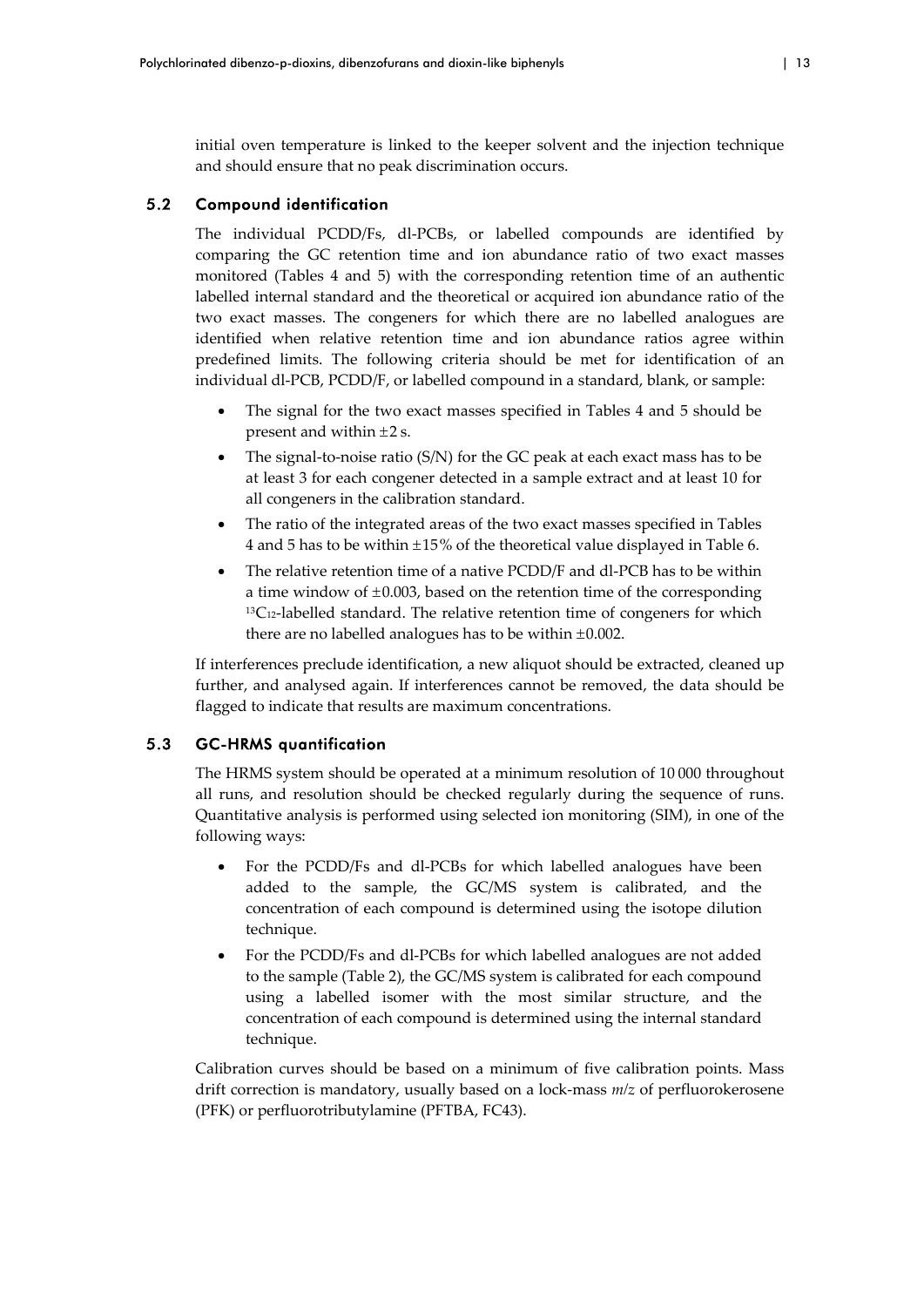initial oven temperature is linked to the keeper solvent and the injection technique and should ensure that no peak discrimination occurs.

## 5.2 Compound identification

The individual PCDD/Fs, dl-PCBs, or labelled compounds are identified by comparing the GC retention time and ion abundance ratio of two exact masses monitored (Tables 4 and 5) with the corresponding retention time of an authentic labelled internal standard and the theoretical or acquired ion abundance ratio of the two exact masses. The congeners for which there are no labelled analogues are identified when relative retention time and ion abundance ratios agree within predefined limits. The following criteria should be met for identification of an individual dl-PCB, PCDD/F, or labelled compound in a standard, blank, or sample:

- The signal for the two exact masses specified in Tables 4 and 5 should be present and within ±2 s.
- The signal-to-noise ratio (S/N) for the GC peak at each exact mass has to be at least 3 for each congener detected in a sample extract and at least 10 for all congeners in the calibration standard.
- The ratio of the integrated areas of the two exact masses specified in Tables 4 and 5 has to be within ±15% of the theoretical value displayed in Table 6.
- The relative retention time of a native PCDD/F and dl-PCB has to be within a time window of ±0.003, based on the retention time of the corresponding $^{13}C_{12}$-labelled standard. The relative retention time of congeners for which there are no labelled analogues has to be within ±0.002.

If interferences preclude identification, a new aliquot should be extracted, cleaned up further, and analysed again. If interferences cannot be removed, the data should be flagged to indicate that results are maximum concentrations.

## 5.3 GC-HRMS quantification

The HRMS system should be operated at a minimum resolution of 10 000 throughout all runs, and resolution should be checked regularly during the sequence of runs. Quantitative analysis is performed using selected ion monitoring (SIM), in one of the following ways:

- For the PCDD/Fs and dl-PCBs for which labelled analogues have been added to the sample, the GC/MS system is calibrated, and the concentration of each compound is determined using the isotope dilution technique.
- For the PCDD/Fs and dl-PCBs for which labelled analogues are not added to the sample (Table 2), the GC/MS system is calibrated for each compound using a labelled isomer with the most similar structure, and the concentration of each compound is determined using the internal standard technique.

Calibration curves should be based on a minimum of five calibration points. Mass drift correction is mandatory, usually based on a lock-mass *m/z* of perfluorokerosene (PFK) or perfluorotributylamine (PFTBA, FC43).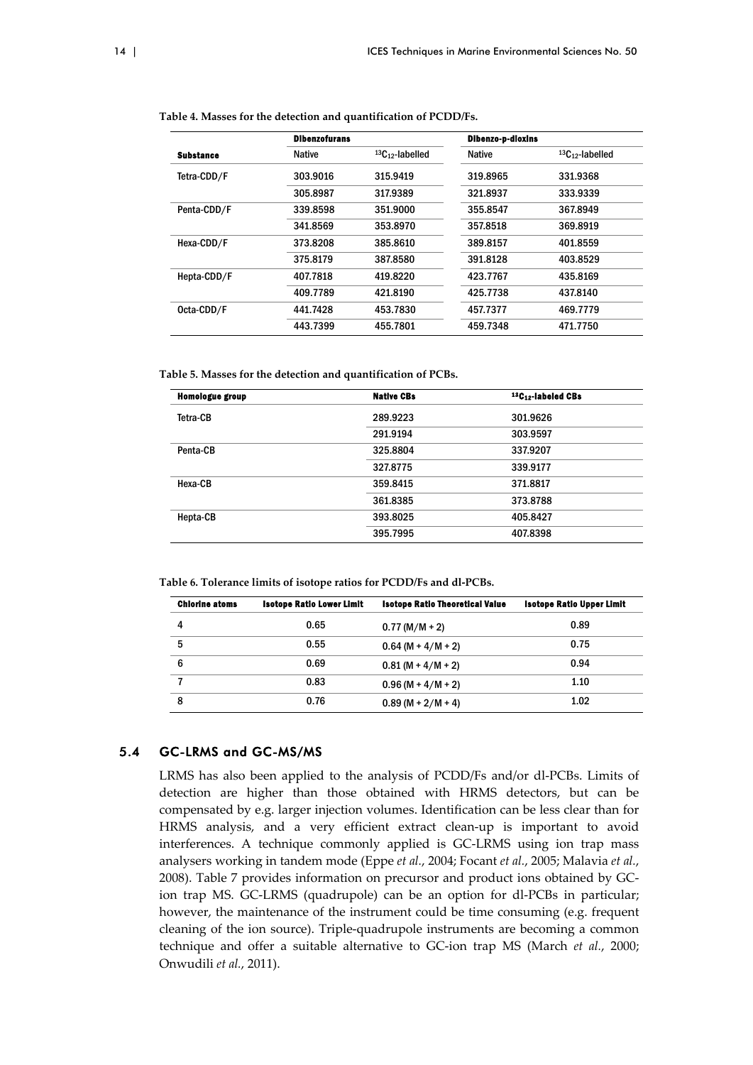**Table 4. Masses for the detection and quantification of PCDD/Fs.**

| | Dibenzofurans | | Dibenzo-p-dioxins | |
|---|---|---|---|---|
| Substance | Native | $^{13}C_{12}$-labelled | Native | $^{13}C_{12}$-labelled |
| Tetra-CDD/F | 303.9016 | 315.9419 | 319.8965 | 331.9368 |
| | 305.8987 | 317.9389 | 321.8937 | 333.9339 |
| Penta-CDD/F | 339.8598 | 351.9000 | 355.8547 | 367.8949 |
| | 341.8569 | 353.8970 | 357.8518 | 369.8919 |
| Hexa-CDD/F | 373.8208 | 385.8610 | 389.8157 | 401.8559 |
| | 375.8179 | 387.8580 | 391.8128 | 403.8529 |
| Hepta-CDD/F | 407.7818 | 419.8220 | 423.7767 | 435.8169 |
| | 409.7789 | 421.8190 | 425.7738 | 437.8140 |
| Octa-CDD/F | 441.7428 | 453.7830 | 457.7377 | 469.7779 |
| | 443.7399 | 455.7801 | 459.7348 | 471.7750 |

**Table 5. Masses for the detection and quantification of PCBs.**

| Homologue group | Native CBs | $^{13}C_{12}$-labeled CBs |
|---|---|---|
| Tetra-CB | 289.9223 | 301.9626 |
| | 291.9194 | 303.9597 |
| Penta-CB | 325.8804 | 337.9207 |
| | 327.8775 | 339.9177 |
| Hexa-CB | 359.8415 | 371.8817 |
| | 361.8385 | 373.8788 |
| Hepta-CB | 393.8025 | 405.8427 |
| | 395.7995 | 407.8398 |

**Table 6. Tolerance limits of isotope ratios for PCDD/Fs and dl-PCBs.**

| Chlorine atoms | Isotope Ratio Lower Limit | Isotope Ratio Theoretical Value | Isotope Ratio Upper Limit |
|---|---|---|---|
| 4 | 0.65 | 0.77 (M/M + 2) | 0.89 |
| 5 | 0.55 | 0.64 (M + 4/M + 2) | 0.75 |
| 6 | 0.69 | 0.81 (M + 4/M + 2) | 0.94 |
| 7 | 0.83 | 0.96 (M + 4/M + 2) | 1.10 |
| 8 | 0.76 | 0.89 (M + 2/M + 4) | 1.02 |

## 5.4 GC-LRMS and GC-MS/MS

LRMS has also been applied to the analysis of PCDD/Fs and/or dl-PCBs. Limits of detection are higher than those obtained with HRMS detectors, but can be compensated by e.g. larger injection volumes. Identification can be less clear than for HRMS analysis, and a very efficient extract clean-up is important to avoid interferences. A technique commonly applied is GC-LRMS using ion trap mass analysers working in tandem mode (Eppe *et al.*, 2004; Focant *et al.*, 2005; Malavia *et al.*, 2008). Table 7 provides information on precursor and product ions obtained by GC-ion trap MS. GC-LRMS (quadrupole) can be an option for dl-PCBs in particular; however, the maintenance of the instrument could be time consuming (e.g. frequent cleaning of the ion source). Triple-quadrupole instruments are becoming a common technique and offer a suitable alternative to GC-ion trap MS (March *et al.*, 2000; Onwudili *et al.*, 2011).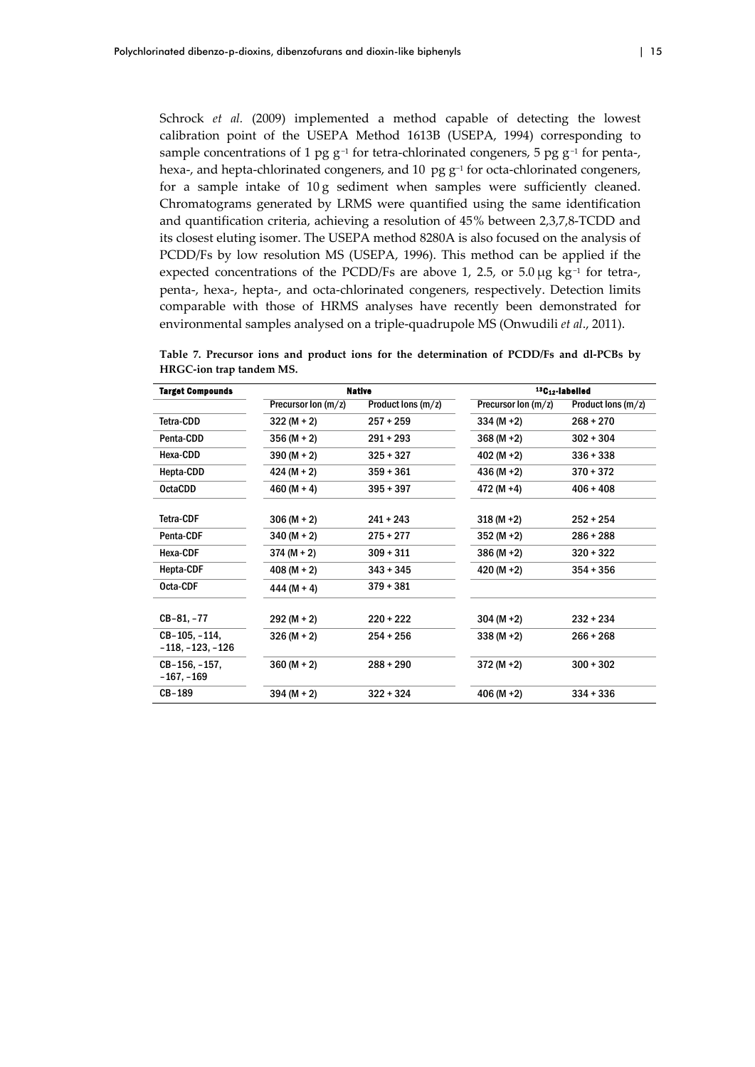Schrock *et al.* (2009) implemented a method capable of detecting the lowest calibration point of the USEPA Method 1613B (USEPA, 1994) corresponding to sample concentrations of 1 pg $g^{-1}$ for tetra-chlorinated congeners, 5 pg $g^{-1}$ for penta-, hexa-, and hepta-chlorinated congeners, and 10 pg $g^{-1}$ for octa-chlorinated congeners, for a sample intake of 10 g sediment when samples were sufficiently cleaned. Chromatograms generated by LRMS were quantified using the same identification and quantification criteria, achieving a resolution of 45% between 2,3,7,8-TCDD and its closest eluting isomer. The USEPA method 8280A is also focused on the analysis of PCDD/Fs by low resolution MS (USEPA, 1996). This method can be applied if the expected concentrations of the PCDD/Fs are above 1, 2.5, or 5.0 µg $kg^{-1}$ for tetra-, penta-, hexa-, hepta-, and octa-chlorinated congeners, respectively. Detection limits comparable with those of HRMS analyses have recently been demonstrated for environmental samples analysed on a triple-quadrupole MS (Onwudili *et al*., 2011).

**Table 7. Precursor ions and product ions for the determination of PCDD/Fs and dl-PCBs by HRGC-ion trap tandem MS.**

| Target Compounds | Native | | $^{13}C_{12}$-labelled | |
|---|---|---|---|---|
| | Precursor Ion (m/z) | Product Ions (m/z) | Precursor Ion (m/z) | Product Ions (m/z) |
| Tetra-CDD | 322 (M + 2) | 257 + 259 | 334 (M +2) | 268 + 270 |
| Penta-CDD | 356 (M + 2) | 291 + 293 | 368 (M +2) | 302 + 304 |
| Hexa-CDD | 390 (M + 2) | 325 + 327 | 402 (M +2) | 336 + 338 |
| Hepta-CDD | 424 (M + 2) | 359 + 361 | 436 (M +2) | 370 + 372 |
| OctaCDD | 460 (M + 4) | 395 + 397 | 472 (M +4) | 406 + 408 |
| Tetra-CDF | 306 (M + 2) | 241 + 243 | 318 (M +2) | 252 + 254 |
| Penta-CDF | 340 (M + 2) | 275 + 277 | 352 (M +2) | 286 + 288 |
| Hexa-CDF | 374 (M + 2) | 309 + 311 | 386 (M +2) | 320 + 322 |
| Hepta-CDF | 408 (M + 2) | 343 + 345 | 420 (M +2) | 354 + 356 |
| Octa-CDF | 444 (M + 4) | 379 + 381 | | |
| CB–81, –77 | 292 (M + 2) | 220 + 222 | 304 (M +2) | 232 + 234 |
| CB–105, –114, –118, –123, –126 | 326 (M + 2) | 254 + 256 | 338 (M +2) | 266 + 268 |
| CB–156, –157, –167, –169 | 360 (M + 2) | 288 + 290 | 372 (M +2) | 300 + 302 |
| CB–189 | 394 (M + 2) | 322 + 324 | 406 (M +2) | 334 + 336 |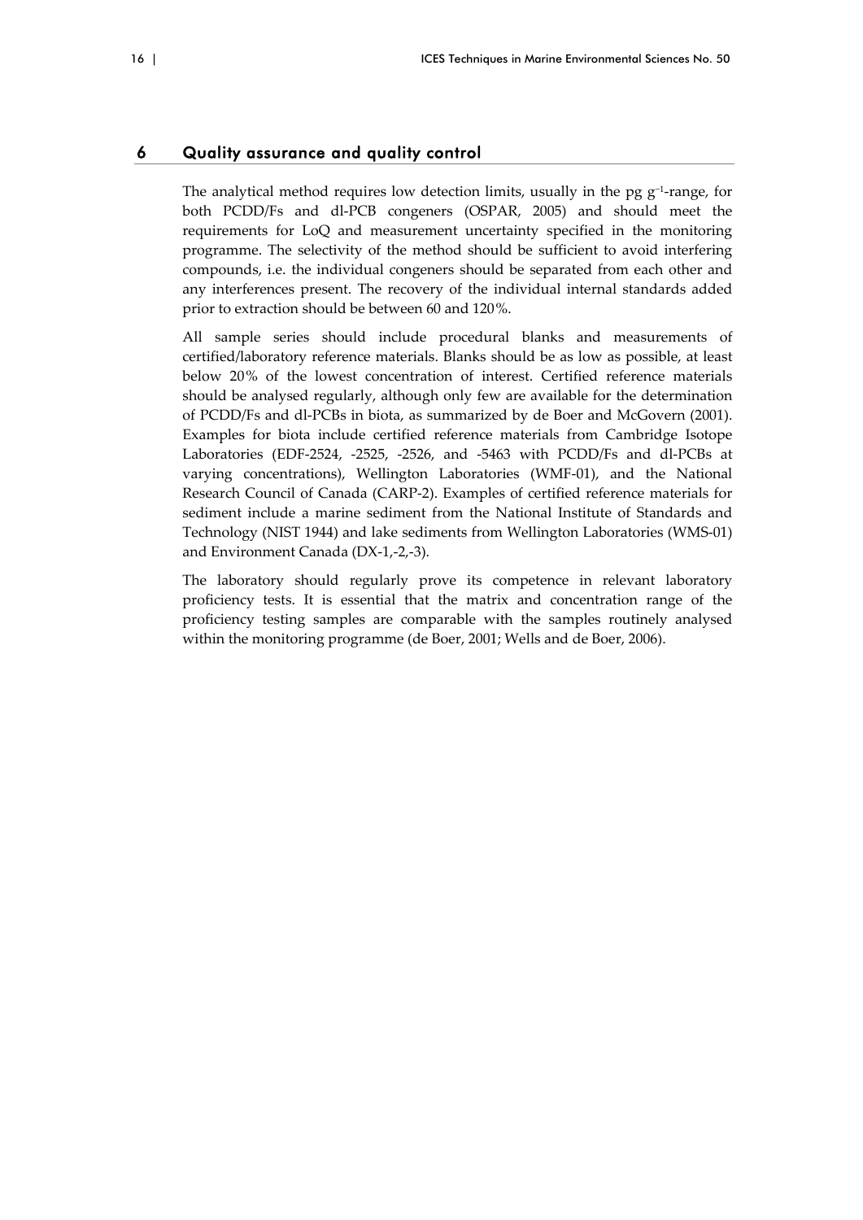# 6 Quality assurance and quality control

The analytical method requires low detection limits, usually in the pg $g^{-1}$-range, for both PCDD/Fs and dl-PCB congeners (OSPAR, 2005) and should meet the requirements for LoQ and measurement uncertainty specified in the monitoring programme. The selectivity of the method should be sufficient to avoid interfering compounds, i.e. the individual congeners should be separated from each other and any interferences present. The recovery of the individual internal standards added prior to extraction should be between 60 and 120%.

All sample series should include procedural blanks and measurements of certified/laboratory reference materials. Blanks should be as low as possible, at least below 20% of the lowest concentration of interest. Certified reference materials should be analysed regularly, although only few are available for the determination of PCDD/Fs and dl-PCBs in biota, as summarized by de Boer and McGovern (2001). Examples for biota include certified reference materials from Cambridge Isotope Laboratories (EDF-2524, -2525, -2526, and -5463 with PCDD/Fs and dl-PCBs at varying concentrations), Wellington Laboratories (WMF-01), and the National Research Council of Canada (CARP-2). Examples of certified reference materials for sediment include a marine sediment from the National Institute of Standards and Technology (NIST 1944) and lake sediments from Wellington Laboratories (WMS-01) and Environment Canada (DX-1,-2,-3).

The laboratory should regularly prove its competence in relevant laboratory proficiency tests. It is essential that the matrix and concentration range of the proficiency testing samples are comparable with the samples routinely analysed within the monitoring programme (de Boer, 2001; Wells and de Boer, 2006).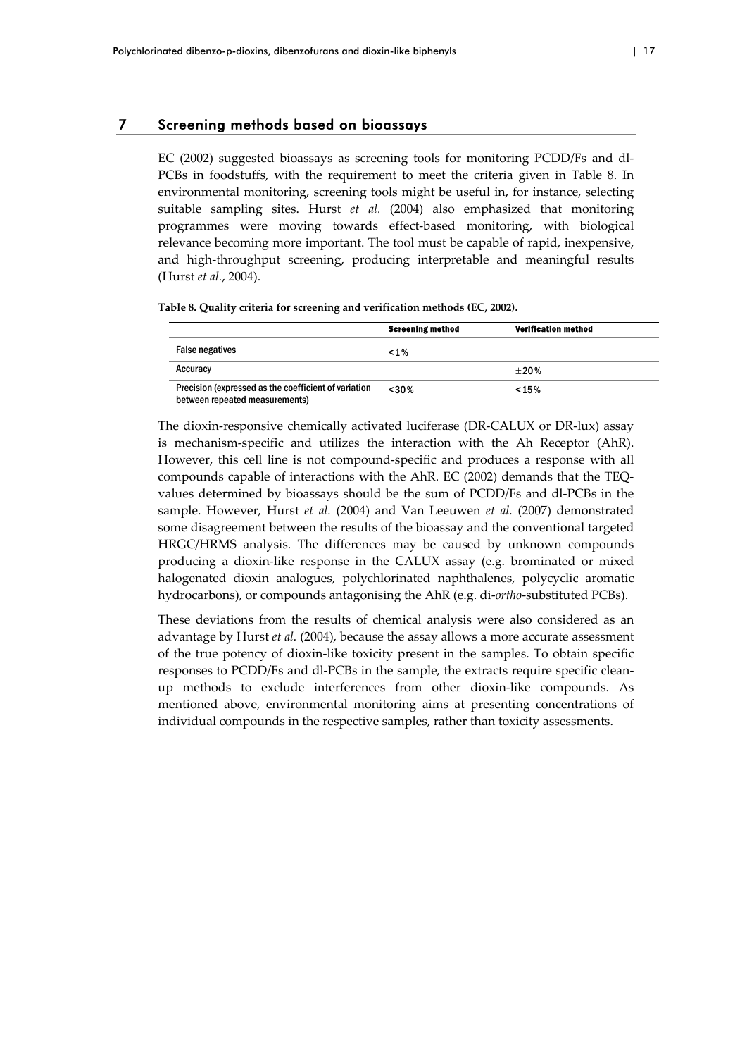# 7 Screening methods based on bioassays

EC (2002) suggested bioassays as screening tools for monitoring PCDD/Fs and dl-PCBs in foodstuffs, with the requirement to meet the criteria given in Table 8. In environmental monitoring, screening tools might be useful in, for instance, selecting suitable sampling sites. Hurst *et al.* (2004) also emphasized that monitoring programmes were moving towards effect-based monitoring, with biological relevance becoming more important. The tool must be capable of rapid, inexpensive, and high-throughput screening, producing interpretable and meaningful results (Hurst *et al.*, 2004).

**Table 8. Quality criteria for screening and verification methods (EC, 2002).**

| | Screening method | Verification method |
|---|---|---|
| False negatives | <1% | |
| Accuracy | | ±20% |
| Precision (expressed as the coefficient of variation between repeated measurements) | <30% | <15% |

The dioxin-responsive chemically activated luciferase (DR-CALUX or DR-lux) assay is mechanism-specific and utilizes the interaction with the Ah Receptor (AhR). However, this cell line is not compound-specific and produces a response with all compounds capable of interactions with the AhR. EC (2002) demands that the TEQ-values determined by bioassays should be the sum of PCDD/Fs and dl-PCBs in the sample. However, Hurst *et al.* (2004) and Van Leeuwen *et al.* (2007) demonstrated some disagreement between the results of the bioassay and the conventional targeted HRGC/HRMS analysis. The differences may be caused by unknown compounds producing a dioxin-like response in the CALUX assay (e.g. brominated or mixed halogenated dioxin analogues, polychlorinated naphthalenes, polycyclic aromatic hydrocarbons), or compounds antagonising the AhR (e.g. di-*ortho*-substituted PCBs).

These deviations from the results of chemical analysis were also considered as an advantage by Hurst *et al.* (2004), because the assay allows a more accurate assessment of the true potency of dioxin-like toxicity present in the samples. To obtain specific responses to PCDD/Fs and dl-PCBs in the sample, the extracts require specific clean-up methods to exclude interferences from other dioxin-like compounds. As mentioned above, environmental monitoring aims at presenting concentrations of individual compounds in the respective samples, rather than toxicity assessments.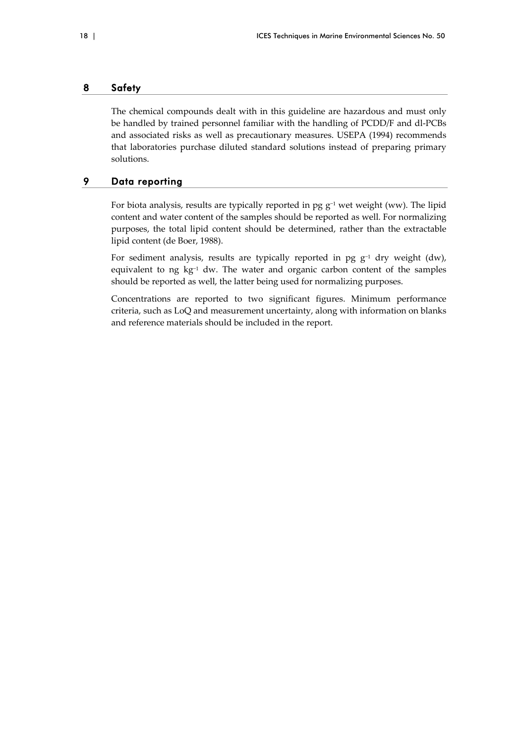## 8 Safety

The chemical compounds dealt with in this guideline are hazardous and must only be handled by trained personnel familiar with the handling of PCDD/F and dl-PCBs and associated risks as well as precautionary measures. USEPA (1994) recommends that laboratories purchase diluted standard solutions instead of preparing primary solutions.

## 9 Data reporting

For biota analysis, results are typically reported in pg $g^{-1}$ wet weight (ww). The lipid content and water content of the samples should be reported as well. For normalizing purposes, the total lipid content should be determined, rather than the extractable lipid content (de Boer, 1988).

For sediment analysis, results are typically reported in pg $g^{-1}$ dry weight (dw), equivalent to ng $kg^{-1}$ dw. The water and organic carbon content of the samples should be reported as well, the latter being used for normalizing purposes.

Concentrations are reported to two significant figures. Minimum performance criteria, such as LoQ and measurement uncertainty, along with information on blanks and reference materials should be included in the report.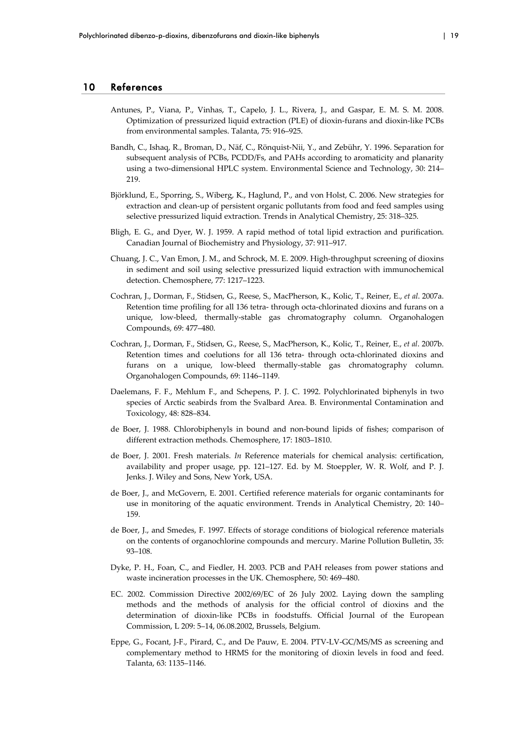## 10 References

Antunes, P., Viana, P., Vinhas, T., Capelo, J. L., Rivera, J., and Gaspar, E. M. S. M. 2008. Optimization of pressurized liquid extraction (PLE) of dioxin-furans and dioxin-like PCBs from environmental samples. Talanta, 75: 916–925.

Bandh, C., Ishaq, R., Broman, D., Näf, C., Rönquist-Nii, Y., and Zebühr, Y. 1996. Separation for subsequent analysis of PCBs, PCDD/Fs, and PAHs according to aromaticity and planarity using a two-dimensional HPLC system. Environmental Science and Technology, 30: 214–219.

Björklund, E., Sporring, S., Wiberg, K., Haglund, P., and von Holst, C. 2006. New strategies for extraction and clean-up of persistent organic pollutants from food and feed samples using selective pressurized liquid extraction. Trends in Analytical Chemistry, 25: 318–325.

Bligh, E. G., and Dyer, W. J. 1959. A rapid method of total lipid extraction and purification. Canadian Journal of Biochemistry and Physiology, 37: 911–917.

Chuang, J. C., Van Emon, J. M., and Schrock, M. E. 2009. High-throughput screening of dioxins in sediment and soil using selective pressurized liquid extraction with immunochemical detection. Chemosphere, 77: 1217–1223.

Cochran, J., Dorman, F., Stidsen, G., Reese, S., MacPherson, K., Kolic, T., Reiner, E., *et al*. 2007a. Retention time profiling for all 136 tetra- through octa-chlorinated dioxins and furans on a unique, low-bleed, thermally-stable gas chromatography column. Organohalogen Compounds, 69: 477–480.

Cochran, J., Dorman, F., Stidsen, G., Reese, S., MacPherson, K., Kolic, T., Reiner, E., *et al*. 2007b. Retention times and coelutions for all 136 tetra- through octa-chlorinated dioxins and furans on a unique, low-bleed thermally-stable gas chromatography column. Organohalogen Compounds, 69: 1146–1149.

Daelemans, F. F., Mehlum F., and Schepens, P. J. C. 1992. Polychlorinated biphenyls in two species of Arctic seabirds from the Svalbard Area. B. Environmental Contamination and Toxicology, 48: 828–834.

de Boer, J. 1988. Chlorobiphenyls in bound and non-bound lipids of fishes; comparison of different extraction methods. Chemosphere, 17: 1803–1810.

de Boer, J. 2001. Fresh materials. *In* Reference materials for chemical analysis: certification, availability and proper usage, pp. 121–127. Ed. by M. Stoeppler, W. R. Wolf, and P. J. Jenks. J. Wiley and Sons, New York, USA.

de Boer, J., and McGovern, E. 2001. Certified reference materials for organic contaminants for use in monitoring of the aquatic environment. Trends in Analytical Chemistry, 20: 140–159.

de Boer, J., and Smedes, F. 1997. Effects of storage conditions of biological reference materials on the contents of organochlorine compounds and mercury. Marine Pollution Bulletin, 35: 93–108.

Dyke, P. H., Foan, C., and Fiedler, H. 2003. PCB and PAH releases from power stations and waste incineration processes in the UK. Chemosphere, 50: 469–480.

EC. 2002. Commission Directive 2002/69/EC of 26 July 2002. Laying down the sampling methods and the methods of analysis for the official control of dioxins and the determination of dioxin-like PCBs in foodstuffs. Official Journal of the European Commission, L 209: 5–14, 06.08.2002, Brussels, Belgium.

Eppe, G., Focant, J-F., Pirard, C., and De Pauw, E. 2004. PTV-LV-GC/MS/MS as screening and complementary method to HRMS for the monitoring of dioxin levels in food and feed. Talanta, 63: 1135–1146.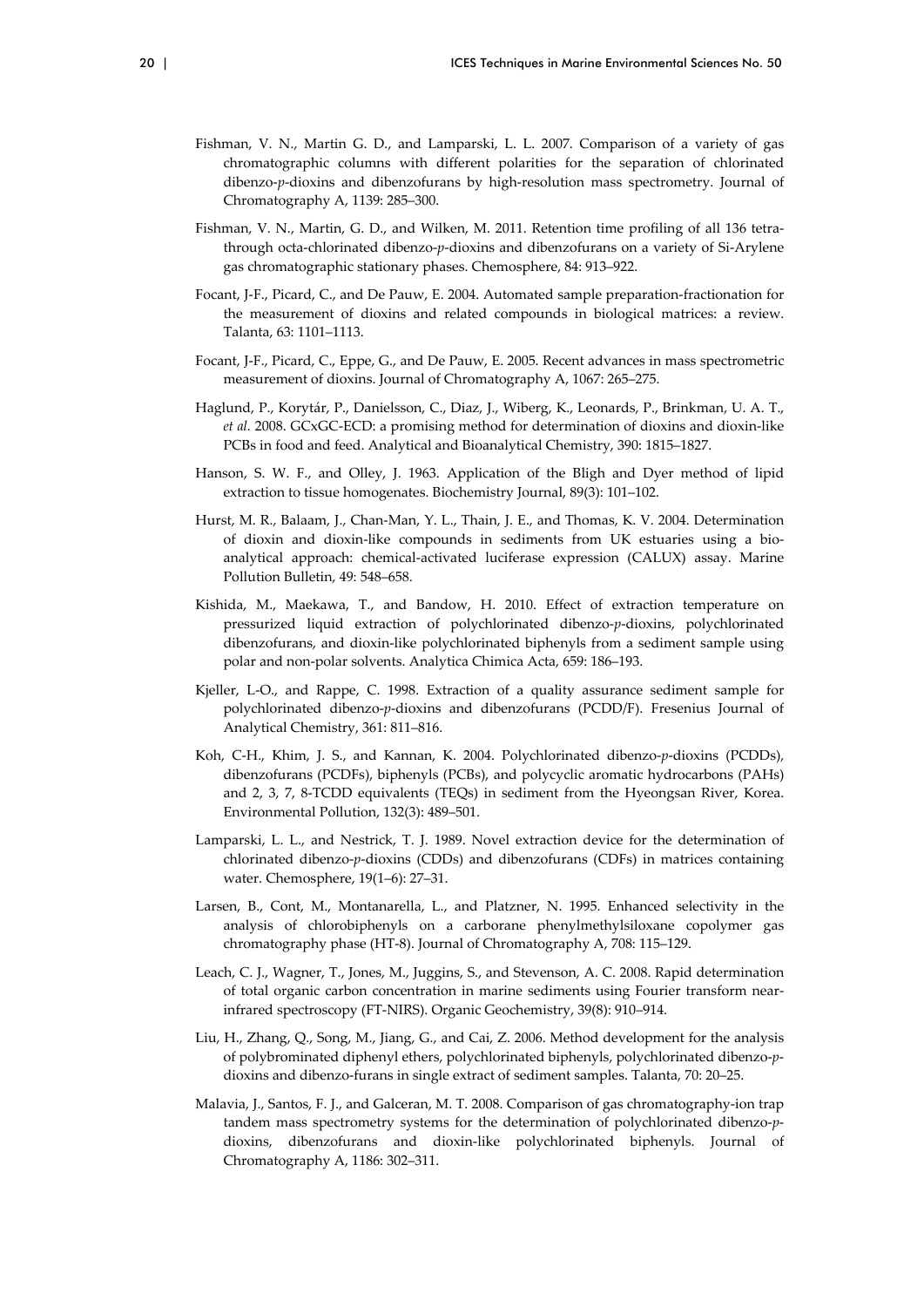Fishman, V. N., Martin G. D., and Lamparski, L. L. 2007. Comparison of a variety of gas chromatographic columns with different polarities for the separation of chlorinated dibenzo-*p*-dioxins and dibenzofurans by high-resolution mass spectrometry. Journal of Chromatography A, 1139: 285–300.

Fishman, V. N., Martin, G. D., and Wilken, M. 2011. Retention time profiling of all 136 tetra- through octa-chlorinated dibenzo-*p*-dioxins and dibenzofurans on a variety of Si-Arylene gas chromatographic stationary phases. Chemosphere, 84: 913–922.

Focant, J-F., Picard, C., and De Pauw, E. 2004. Automated sample preparation-fractionation for the measurement of dioxins and related compounds in biological matrices: a review. Talanta, 63: 1101–1113.

Focant, J-F., Picard, C., Eppe, G., and De Pauw, E. 2005. Recent advances in mass spectrometric measurement of dioxins. Journal of Chromatography A, 1067: 265–275.

Haglund, P., Korytár, P., Danielsson, C., Diaz, J., Wiberg, K., Leonards, P., Brinkman, U. A. T., *et al.* 2008. GCxGC-ECD: a promising method for determination of dioxins and dioxin-like PCBs in food and feed. Analytical and Bioanalytical Chemistry, 390: 1815–1827.

Hanson, S. W. F., and Olley, J. 1963. Application of the Bligh and Dyer method of lipid extraction to tissue homogenates. Biochemistry Journal, 89(3): 101–102.

Hurst, M. R., Balaam, J., Chan-Man, Y. L., Thain, J. E., and Thomas, K. V. 2004. Determination of dioxin and dioxin-like compounds in sediments from UK estuaries using a bio-analytical approach: chemical-activated luciferase expression (CALUX) assay. Marine Pollution Bulletin, 49: 548–658.

Kishida, M., Maekawa, T., and Bandow, H. 2010. Effect of extraction temperature on pressurized liquid extraction of polychlorinated dibenzo-*p*-dioxins, polychlorinated dibenzofurans, and dioxin-like polychlorinated biphenyls from a sediment sample using polar and non-polar solvents. Analytica Chimica Acta, 659: 186–193.

Kjeller, L-O., and Rappe, C. 1998. Extraction of a quality assurance sediment sample for polychlorinated dibenzo-*p*-dioxins and dibenzofurans (PCDD/F). Fresenius Journal of Analytical Chemistry, 361: 811–816.

Koh, C-H., Khim, J. S., and Kannan, K. 2004. Polychlorinated dibenzo-*p*-dioxins (PCDDs), dibenzofurans (PCDFs), biphenyls (PCBs), and polycyclic aromatic hydrocarbons (PAHs) and 2, 3, 7, 8-TCDD equivalents (TEQs) in sediment from the Hyeongsan River, Korea. Environmental Pollution, 132(3): 489–501.

Lamparski, L. L., and Nestrick, T. J. 1989. Novel extraction device for the determination of chlorinated dibenzo-*p*-dioxins (CDDs) and dibenzofurans (CDFs) in matrices containing water. Chemosphere, 19(1–6): 27–31.

Larsen, B., Cont, M., Montanarella, L., and Platzner, N. 1995. Enhanced selectivity in the analysis of chlorobiphenyls on a carborane phenylmethylsiloxane copolymer gas chromatography phase (HT-8). Journal of Chromatography A, 708: 115–129.

Leach, C. J., Wagner, T., Jones, M., Juggins, S., and Stevenson, A. C. 2008. Rapid determination of total organic carbon concentration in marine sediments using Fourier transform near-infrared spectroscopy (FT-NIRS). Organic Geochemistry, 39(8): 910–914.

Liu, H., Zhang, Q., Song, M., Jiang, G., and Cai, Z. 2006. Method development for the analysis of polybrominated diphenyl ethers, polychlorinated biphenyls, polychlorinated dibenzo-*p*-dioxins and dibenzo-furans in single extract of sediment samples. Talanta, 70: 20–25.

Malavia, J., Santos, F. J., and Galceran, M. T. 2008. Comparison of gas chromatography-ion trap tandem mass spectrometry systems for the determination of polychlorinated dibenzo-*p*-dioxins, dibenzofurans and dioxin-like polychlorinated biphenyls. Journal of Chromatography A, 1186: 302–311.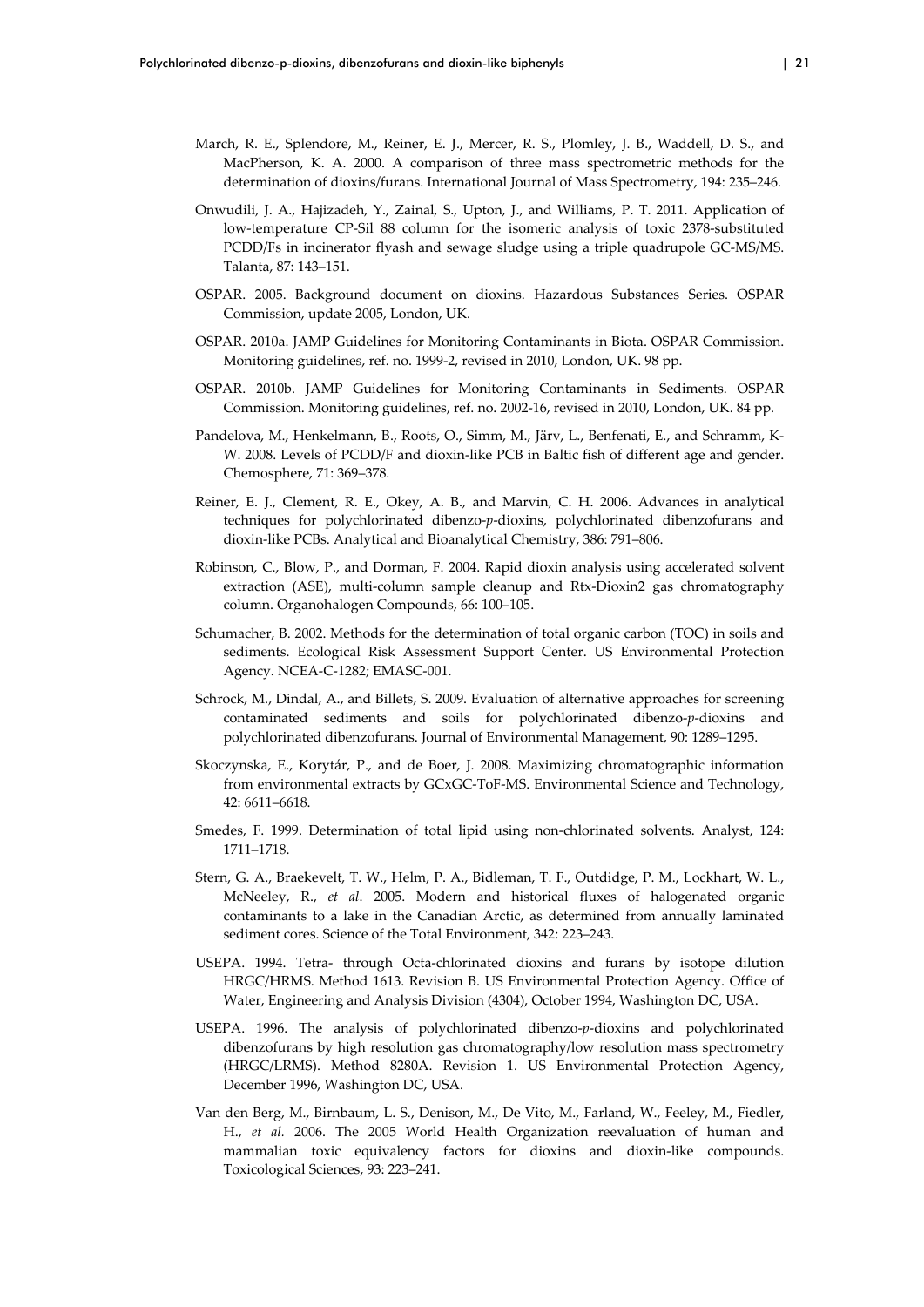March, R. E., Splendore, M., Reiner, E. J., Mercer, R. S., Plomley, J. B., Waddell, D. S., and MacPherson, K. A. 2000. A comparison of three mass spectrometric methods for the determination of dioxins/furans. International Journal of Mass Spectrometry, 194: 235–246.

Onwudili, J. A., Hajizadeh, Y., Zainal, S., Upton, J., and Williams, P. T. 2011. Application of low-temperature CP-Sil 88 column for the isomeric analysis of toxic 2378-substituted PCDD/Fs in incinerator flyash and sewage sludge using a triple quadrupole GC-MS/MS. Talanta, 87: 143–151.

OSPAR. 2005. Background document on dioxins. Hazardous Substances Series. OSPAR Commission, update 2005, London, UK.

OSPAR. 2010a. JAMP Guidelines for Monitoring Contaminants in Biota. OSPAR Commission. Monitoring guidelines, ref. no. 1999-2, revised in 2010, London, UK. 98 pp.

OSPAR. 2010b. JAMP Guidelines for Monitoring Contaminants in Sediments. OSPAR Commission. Monitoring guidelines, ref. no. 2002-16, revised in 2010, London, UK. 84 pp.

Pandelova, M., Henkelmann, B., Roots, O., Simm, M., Järv, L., Benfenati, E., and Schramm, K-W. 2008. Levels of PCDD/F and dioxin-like PCB in Baltic fish of different age and gender. Chemosphere, 71: 369–378.

Reiner, E. J., Clement, R. E., Okey, A. B., and Marvin, C. H. 2006. Advances in analytical techniques for polychlorinated dibenzo-*p*-dioxins, polychlorinated dibenzofurans and dioxin-like PCBs. Analytical and Bioanalytical Chemistry, 386: 791–806.

Robinson, C., Blow, P., and Dorman, F. 2004. Rapid dioxin analysis using accelerated solvent extraction (ASE), multi-column sample cleanup and Rtx-Dioxin2 gas chromatography column. Organohalogen Compounds, 66: 100–105.

Schumacher, B. 2002. Methods for the determination of total organic carbon (TOC) in soils and sediments. Ecological Risk Assessment Support Center. US Environmental Protection Agency. NCEA-C-1282; EMASC-001.

Schrock, M., Dindal, A., and Billets, S. 2009. Evaluation of alternative approaches for screening contaminated sediments and soils for polychlorinated dibenzo-*p*-dioxins and polychlorinated dibenzofurans. Journal of Environmental Management, 90: 1289–1295.

Skoczynska, E., Korytár, P., and de Boer, J. 2008. Maximizing chromatographic information from environmental extracts by GCxGC-ToF-MS. Environmental Science and Technology, 42: 6611–6618.

Smedes, F. 1999. Determination of total lipid using non-chlorinated solvents. Analyst, 124: 1711–1718.

Stern, G. A., Braekevelt, T. W., Helm, P. A., Bidleman, T. F., Outdidge, P. M., Lockhart, W. L., McNeeley, R., *et al*. 2005. Modern and historical fluxes of halogenated organic contaminants to a lake in the Canadian Arctic, as determined from annually laminated sediment cores. Science of the Total Environment, 342: 223–243.

USEPA. 1994. Tetra- through Octa-chlorinated dioxins and furans by isotope dilution HRGC/HRMS. Method 1613. Revision B. US Environmental Protection Agency. Office of Water, Engineering and Analysis Division (4304), October 1994, Washington DC, USA.

USEPA. 1996. The analysis of polychlorinated dibenzo-*p*-dioxins and polychlorinated dibenzofurans by high resolution gas chromatography/low resolution mass spectrometry (HRGC/LRMS). Method 8280A. Revision 1. US Environmental Protection Agency, December 1996, Washington DC, USA.

Van den Berg, M., Birnbaum, L. S., Denison, M., De Vito, M., Farland, W., Feeley, M., Fiedler, H., *et al.* 2006. The 2005 World Health Organization reevaluation of human and mammalian toxic equivalency factors for dioxins and dioxin-like compounds. Toxicological Sciences, 93: 223–241.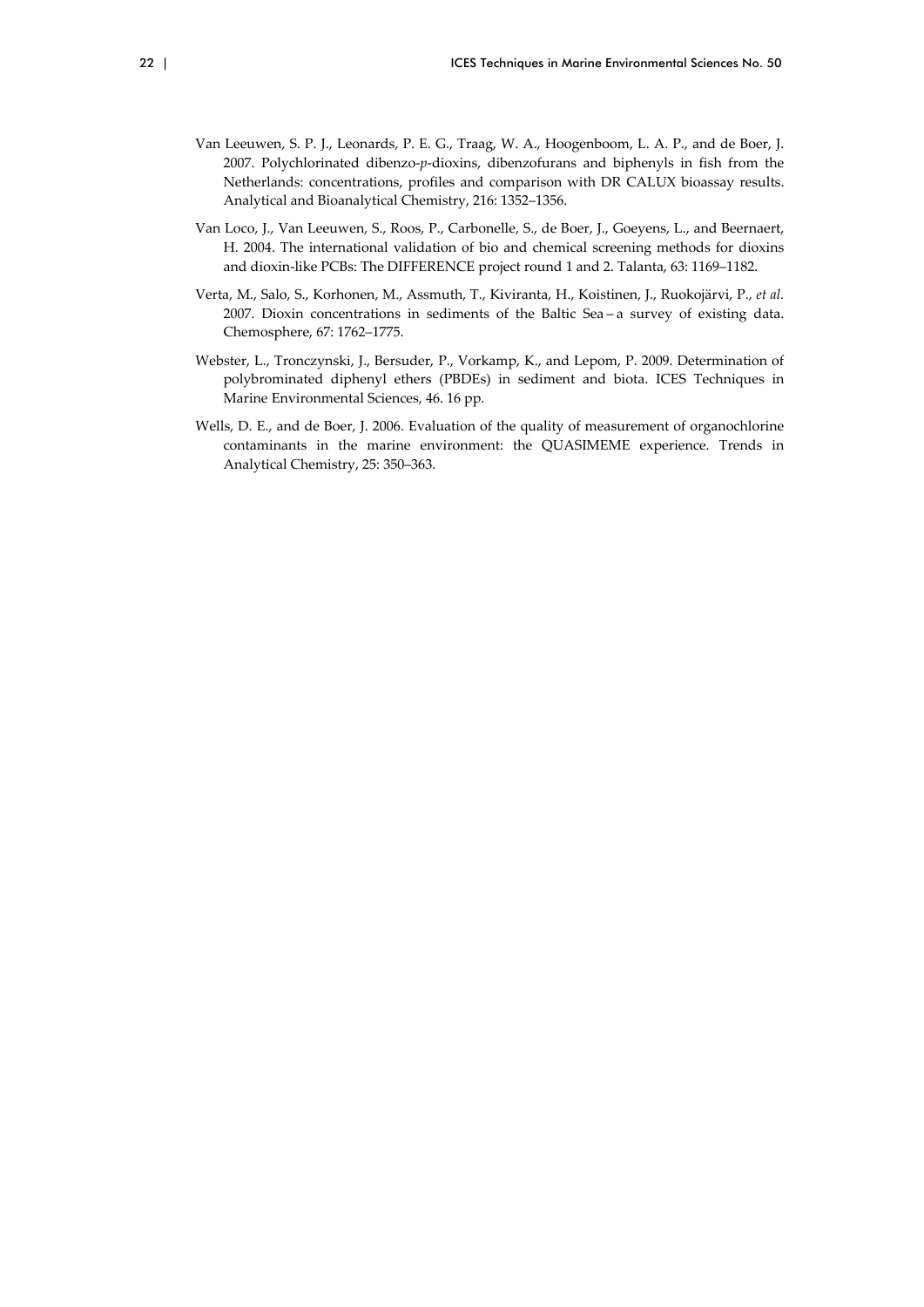Van Leeuwen, S. P. J., Leonards, P. E. G., Traag, W. A., Hoogenboom, L. A. P., and de Boer, J. 2007. Polychlorinated dibenzo-*p*-dioxins, dibenzofurans and biphenyls in fish from the Netherlands: concentrations, profiles and comparison with DR CALUX bioassay results. Analytical and Bioanalytical Chemistry, 216: 1352–1356.

Van Loco, J., Van Leeuwen, S., Roos, P., Carbonelle, S., de Boer, J., Goeyens, L., and Beernaert, H. 2004. The international validation of bio and chemical screening methods for dioxins and dioxin-like PCBs: The DIFFERENCE project round 1 and 2. Talanta, 63: 1169–1182.

Verta, M., Salo, S., Korhonen, M., Assmuth, T., Kiviranta, H., Koistinen, J., Ruokojärvi, P., *et al.* 2007. Dioxin concentrations in sediments of the Baltic Sea – a survey of existing data. Chemosphere, 67: 1762–1775.

Webster, L., Tronczynski, J., Bersuder, P., Vorkamp, K., and Lepom, P. 2009. Determination of polybrominated diphenyl ethers (PBDEs) in sediment and biota. ICES Techniques in Marine Environmental Sciences, 46. 16 pp.

Wells, D. E., and de Boer, J. 2006. Evaluation of the quality of measurement of organochlorine contaminants in the marine environment: the QUASIMEME experience. Trends in Analytical Chemistry, 25: 350–363.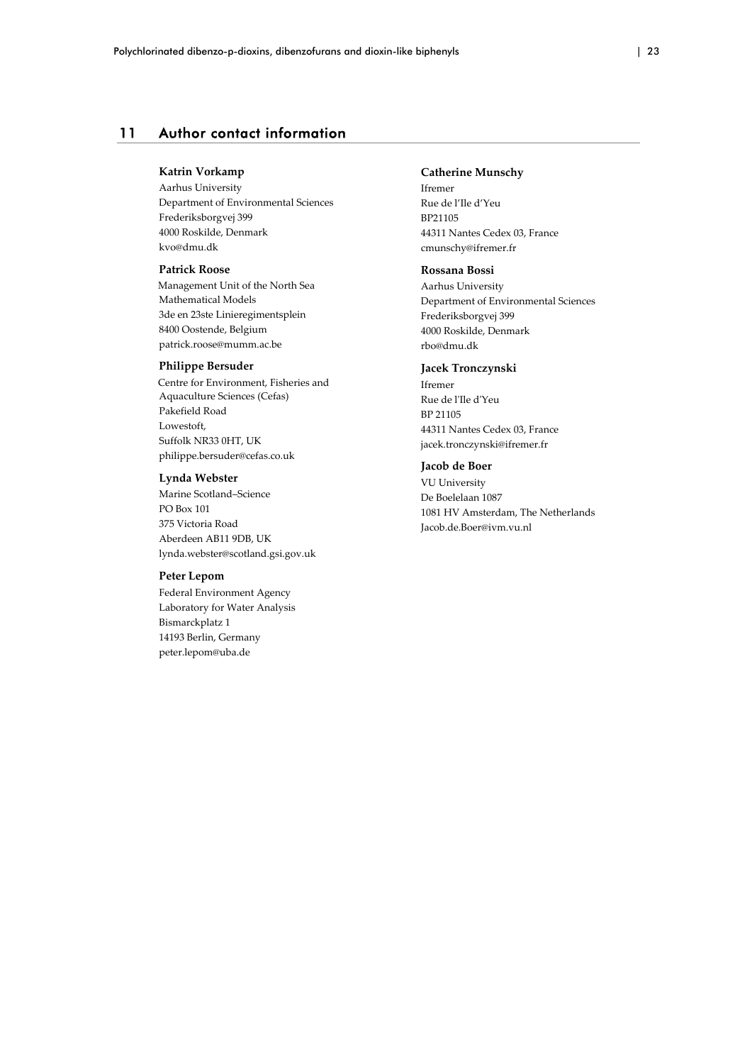# 11 Author contact information

**Katrin Vorkamp**
Aarhus University
Department of Environmental Sciences
Frederiksborgvej 399
4000 Roskilde, Denmark
kvo@dmu.dk

**Patrick Roose**
Management Unit of the North Sea
Mathematical Models
3de en 23ste Linieregimentsplein
8400 Oostende, Belgium
patrick.roose@mumm.ac.be

**Philippe Bersuder**
Centre for Environment, Fisheries and Aquaculture Sciences (Cefas)
Pakefield Road
Lowestoft,
Suffolk NR33 0HT, UK
philippe.bersuder@cefas.co.uk

**Lynda Webster**
Marine Scotland–Science
PO Box 101
375 Victoria Road
Aberdeen AB11 9DB, UK
lynda.webster@scotland.gsi.gov.uk

**Peter Lepom**
Federal Environment Agency
Laboratory for Water Analysis
Bismarckplatz 1
14193 Berlin, Germany
peter.lepom@uba.de

**Catherine Munschy**
Ifremer
Rue de l'Ile d'Yeu
BP21105
44311 Nantes Cedex 03, France
cmunschy@ifremer.fr

**Rossana Bossi**
Aarhus University
Department of Environmental Sciences
Frederiksborgvej 399
4000 Roskilde, Denmark
rbo@dmu.dk

**Jacek Tronczynski**
Ifremer
Rue de l'Ile d'Yeu
BP 21105
44311 Nantes Cedex 03, France
jacek.tronczynski@ifremer.fr

**Jacob de Boer**
VU University
De Boelelaan 1087
1081 HV Amsterdam, The Netherlands
Jacob.de.Boer@ivm.vu.nl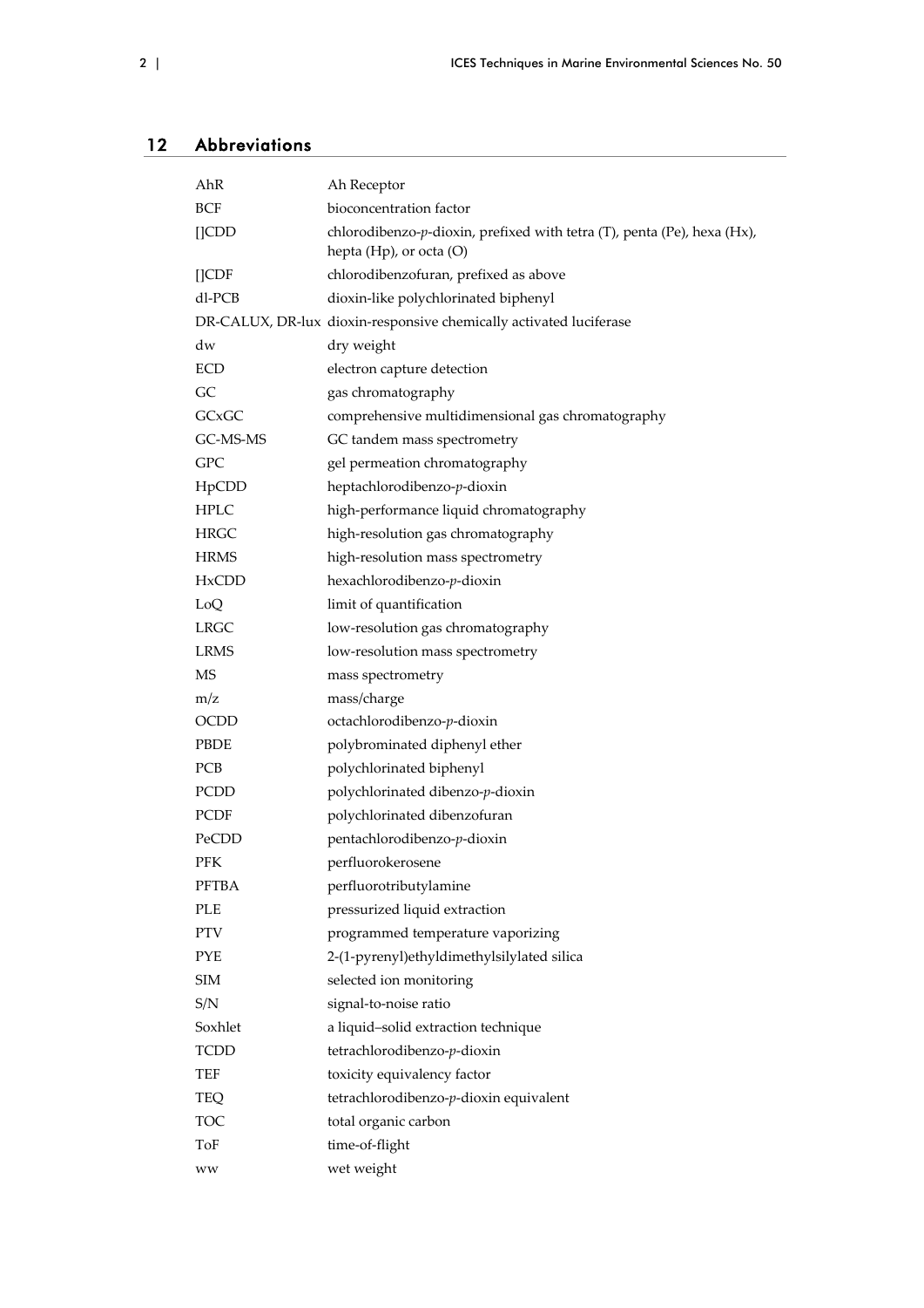## 12 Abbreviations

| | |
|---|---|
| AhR | Ah Receptor |
| BCF | bioconcentration factor |
| []CDD | chlorodibenzo-*p*-dioxin, prefixed with tetra (T), penta (Pe), hexa (Hx), hepta (Hp), or octa (O) |
| []CDF | chlorodibenzofuran, prefixed as above |
| dl-PCB | dioxin-like polychlorinated biphenyl |
| DR-CALUX, DR-lux | dioxin-responsive chemically activated luciferase |
| dw | dry weight |
| ECD | electron capture detection |
| GC | gas chromatography |
| GCxGC | comprehensive multidimensional gas chromatography |
| GC-MS-MS | GC tandem mass spectrometry |
| GPC | gel permeation chromatography |
| HpCDD | heptachlorodibenzo-*p*-dioxin |
| HPLC | high-performance liquid chromatography |
| HRGC | high-resolution gas chromatography |
| HRMS | high-resolution mass spectrometry |
| HxCDD | hexachlorodibenzo-*p*-dioxin |
| LoQ | limit of quantification |
| LRGC | low-resolution gas chromatography |
| LRMS | low-resolution mass spectrometry |
| MS | mass spectrometry |
| m/z | mass/charge |
| OCDD | octachlorodibenzo-*p*-dioxin |
| PBDE | polybrominated diphenyl ether |
| PCB | polychlorinated biphenyl |
| PCDD | polychlorinated dibenzo-*p*-dioxin |
| PCDF | polychlorinated dibenzofuran |
| PeCDD | pentachlorodibenzo-*p*-dioxin |
| PFK | perfluorokerosene |
| PFTBA | perfluorotributylamine |
| PLE | pressurized liquid extraction |
| PTV | programmed temperature vaporizing |
| PYE | 2-(1-pyrenyl)ethyldimethylsilylated silica |
| SIM | selected ion monitoring |
| S/N | signal-to-noise ratio |
| Soxhlet | a liquid–solid extraction technique |
| TCDD | tetrachlorodibenzo-*p*-dioxin |
| TEF | toxicity equivalency factor |
| TEQ | tetrachlorodibenzo-*p*-dioxin equivalent |
| TOC | total organic carbon |
| ToF | time-of-flight |
| ww | wet weight |